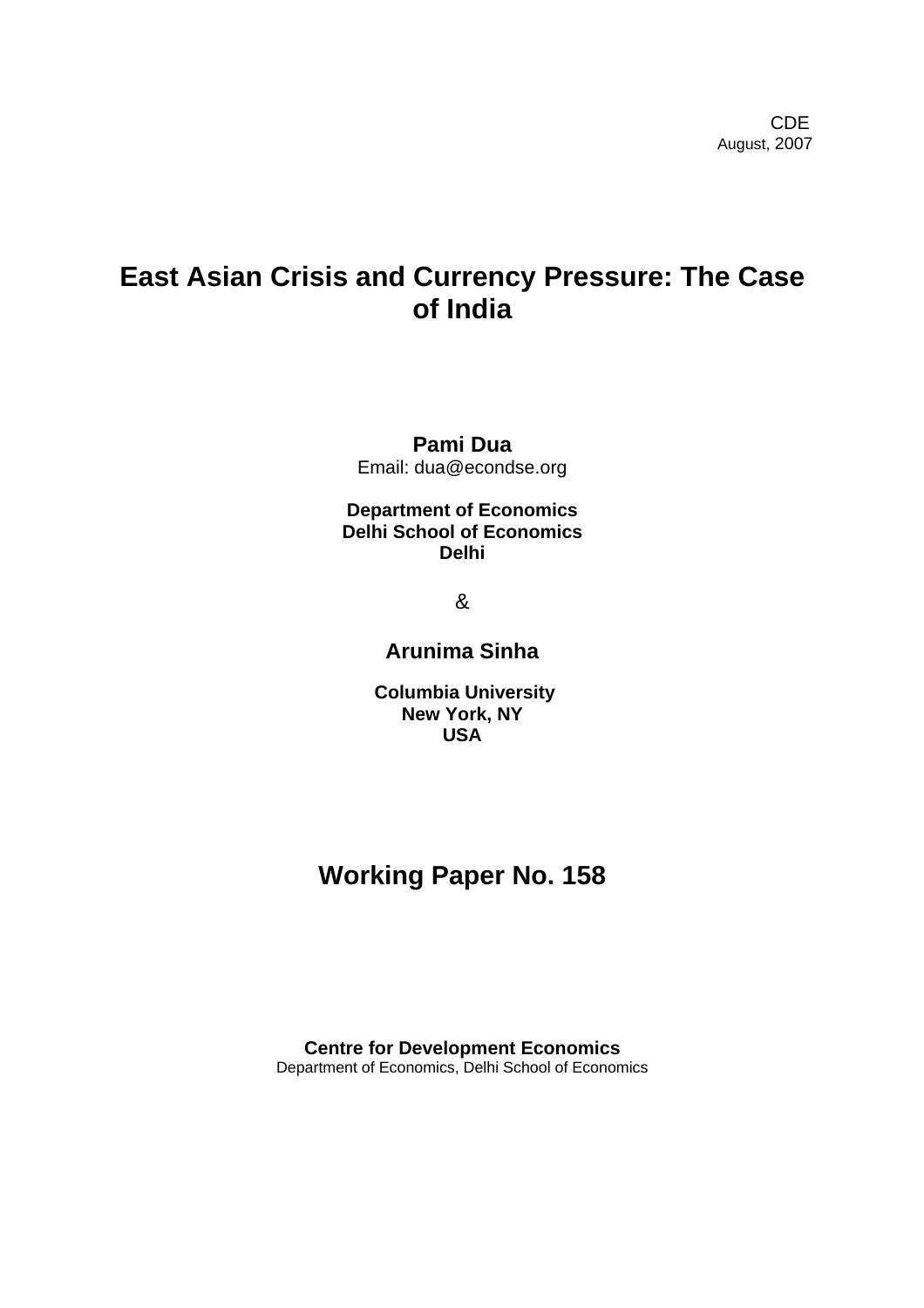CDE
August, 2007

# East Asian Crisis and Currency Pressure: The Case of India

**Pami Dua**
Email: dua@econdse.org

**Department of Economics**
**Delhi School of Economics**
**Delhi**

&

**Arunima Sinha**

**Columbia University**
**New York, NY**
**USA**

## Working Paper No. 158

**Centre for Development Economics**
Department of Economics, Delhi School of Economics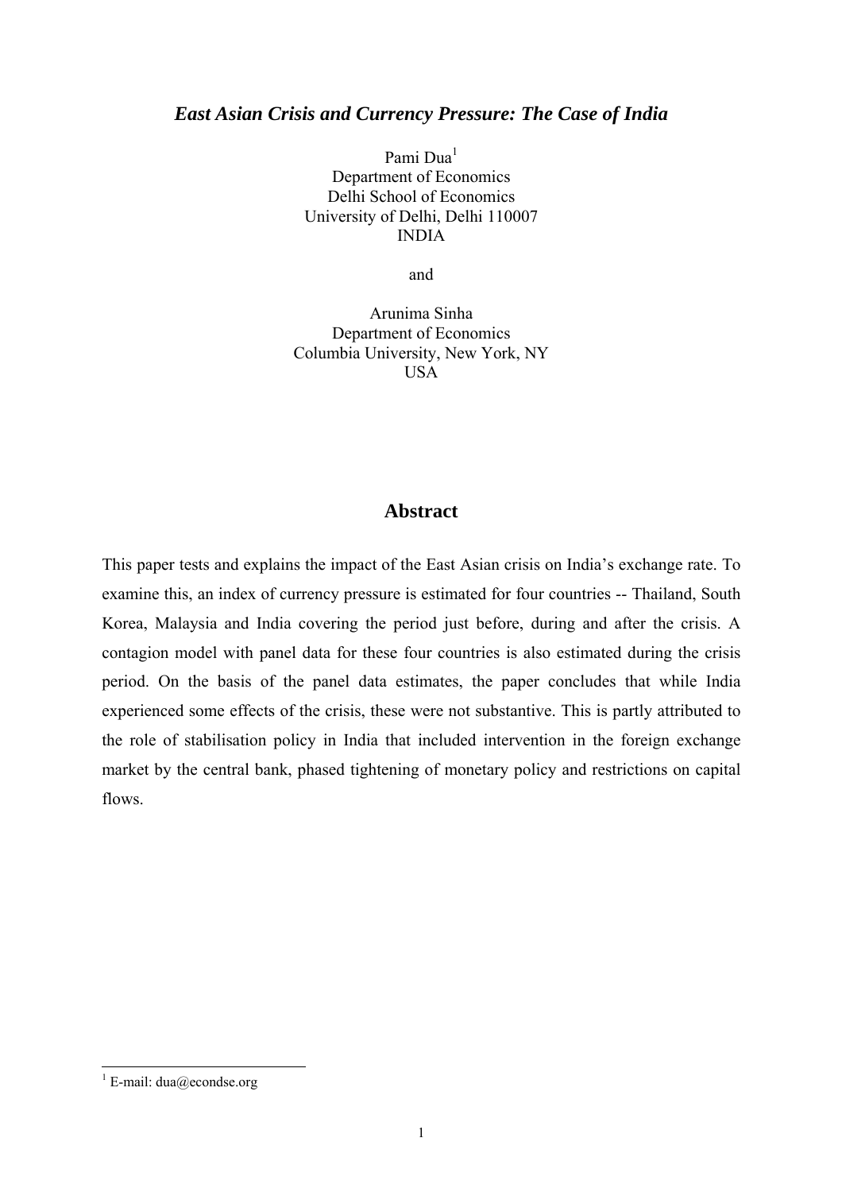# *East Asian Crisis and Currency Pressure: The Case of India*

Pami Dua[1]  
Department of Economics  
Delhi School of Economics  
University of Delhi, Delhi 110007  
INDIA

and

Arunima Sinha  
Department of Economics  
Columbia University, New York, NY  
USA

## Abstract

This paper tests and explains the impact of the East Asian crisis on India's exchange rate. To examine this, an index of currency pressure is estimated for four countries -- Thailand, South Korea, Malaysia and India covering the period just before, during and after the crisis. A contagion model with panel data for these four countries is also estimated during the crisis period. On the basis of the panel data estimates, the paper concludes that while India experienced some effects of the crisis, these were not substantive. This is partly attributed to the role of stabilisation policy in India that included intervention in the foreign exchange market by the central bank, phased tightening of monetary policy and restrictions on capital flows.

[1] E-mail: dua@econdse.org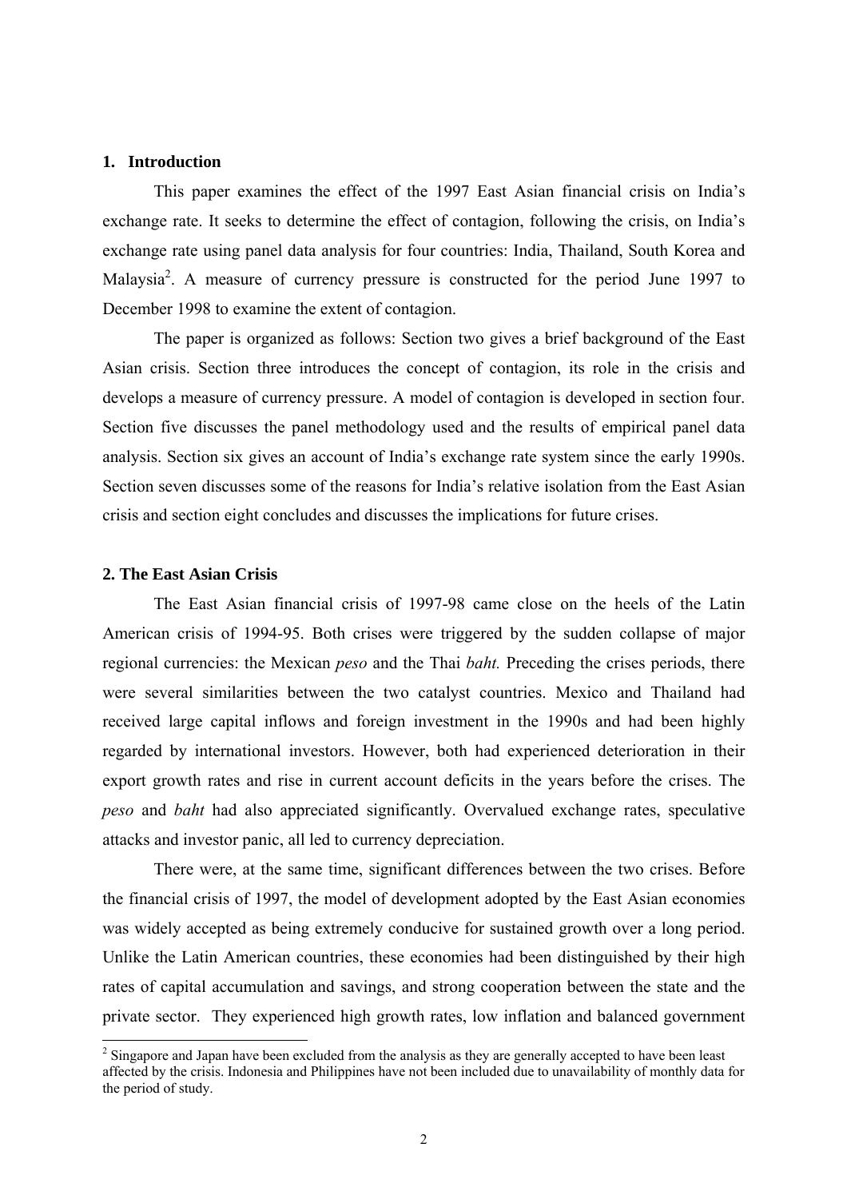## 1. Introduction

This paper examines the effect of the 1997 East Asian financial crisis on India's exchange rate. It seeks to determine the effect of contagion, following the crisis, on India's exchange rate using panel data analysis for four countries: India, Thailand, South Korea and Malaysia[2]. A measure of currency pressure is constructed for the period June 1997 to December 1998 to examine the extent of contagion.

The paper is organized as follows: Section two gives a brief background of the East Asian crisis. Section three introduces the concept of contagion, its role in the crisis and develops a measure of currency pressure. A model of contagion is developed in section four. Section five discusses the panel methodology used and the results of empirical panel data analysis. Section six gives an account of India's exchange rate system since the early 1990s. Section seven discusses some of the reasons for India's relative isolation from the East Asian crisis and section eight concludes and discusses the implications for future crises.

## 2. The East Asian Crisis

The East Asian financial crisis of 1997-98 came close on the heels of the Latin American crisis of 1994-95. Both crises were triggered by the sudden collapse of major regional currencies: the Mexican *peso* and the Thai *baht.* Preceding the crises periods, there were several similarities between the two catalyst countries. Mexico and Thailand had received large capital inflows and foreign investment in the 1990s and had been highly regarded by international investors. However, both had experienced deterioration in their export growth rates and rise in current account deficits in the years before the crises. The *peso* and *baht* had also appreciated significantly. Overvalued exchange rates, speculative attacks and investor panic, all led to currency depreciation.

There were, at the same time, significant differences between the two crises. Before the financial crisis of 1997, the model of development adopted by the East Asian economies was widely accepted as being extremely conducive for sustained growth over a long period. Unlike the Latin American countries, these economies had been distinguished by their high rates of capital accumulation and savings, and strong cooperation between the state and the private sector. They experienced high growth rates, low inflation and balanced government

[2] Singapore and Japan have been excluded from the analysis as they are generally accepted to have been least affected by the crisis. Indonesia and Philippines have not been included due to unavailability of monthly data for the period of study.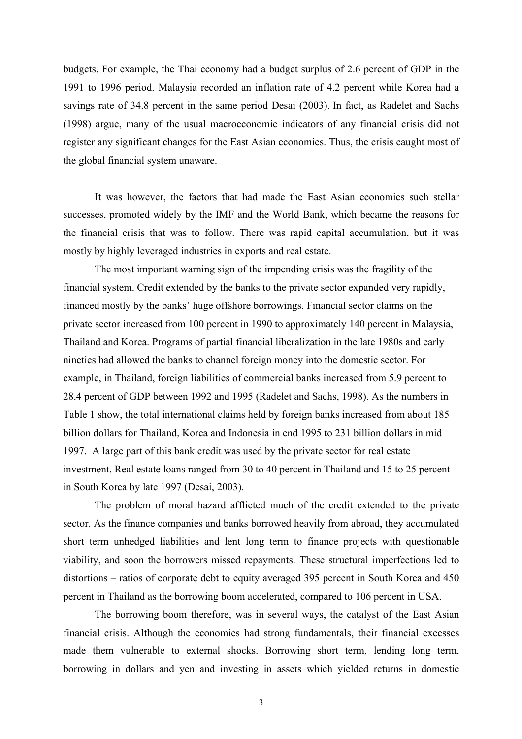budgets. For example, the Thai economy had a budget surplus of 2.6 percent of GDP in the 1991 to 1996 period. Malaysia recorded an inflation rate of 4.2 percent while Korea had a savings rate of 34.8 percent in the same period Desai (2003). In fact, as Radelet and Sachs (1998) argue, many of the usual macroeconomic indicators of any financial crisis did not register any significant changes for the East Asian economies. Thus, the crisis caught most of the global financial system unaware.

It was however, the factors that had made the East Asian economies such stellar successes, promoted widely by the IMF and the World Bank, which became the reasons for the financial crisis that was to follow. There was rapid capital accumulation, but it was mostly by highly leveraged industries in exports and real estate.

The most important warning sign of the impending crisis was the fragility of the financial system. Credit extended by the banks to the private sector expanded very rapidly, financed mostly by the banks' huge offshore borrowings. Financial sector claims on the private sector increased from 100 percent in 1990 to approximately 140 percent in Malaysia, Thailand and Korea. Programs of partial financial liberalization in the late 1980s and early nineties had allowed the banks to channel foreign money into the domestic sector. For example, in Thailand, foreign liabilities of commercial banks increased from 5.9 percent to 28.4 percent of GDP between 1992 and 1995 (Radelet and Sachs, 1998). As the numbers in Table 1 show, the total international claims held by foreign banks increased from about 185 billion dollars for Thailand, Korea and Indonesia in end 1995 to 231 billion dollars in mid 1997. A large part of this bank credit was used by the private sector for real estate investment. Real estate loans ranged from 30 to 40 percent in Thailand and 15 to 25 percent in South Korea by late 1997 (Desai, 2003).

The problem of moral hazard afflicted much of the credit extended to the private sector. As the finance companies and banks borrowed heavily from abroad, they accumulated short term unhedged liabilities and lent long term to finance projects with questionable viability, and soon the borrowers missed repayments. These structural imperfections led to distortions – ratios of corporate debt to equity averaged 395 percent in South Korea and 450 percent in Thailand as the borrowing boom accelerated, compared to 106 percent in USA.

The borrowing boom therefore, was in several ways, the catalyst of the East Asian financial crisis. Although the economies had strong fundamentals, their financial excesses made them vulnerable to external shocks. Borrowing short term, lending long term, borrowing in dollars and yen and investing in assets which yielded returns in domestic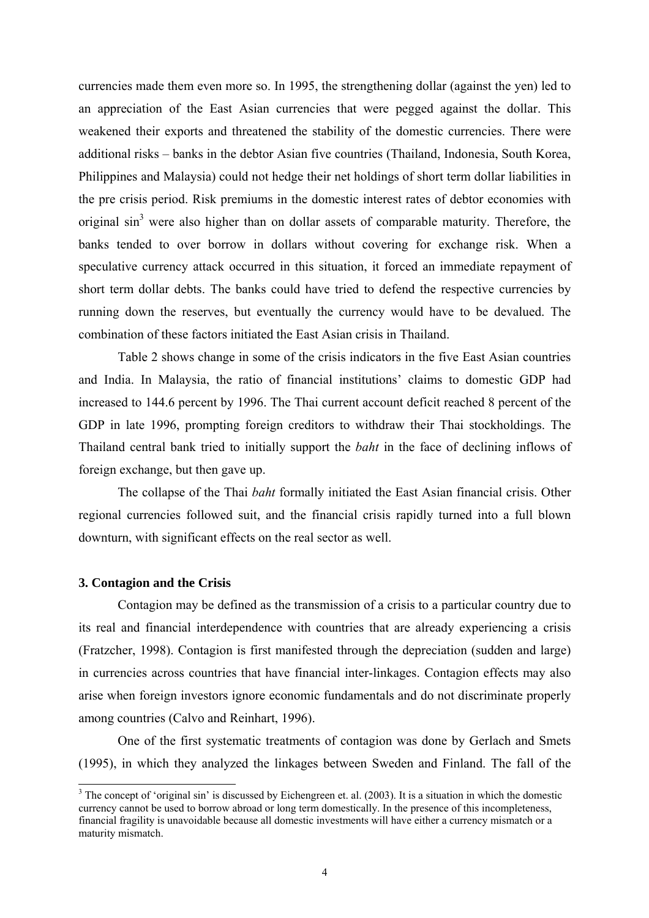currencies made them even more so. In 1995, the strengthening dollar (against the yen) led to an appreciation of the East Asian currencies that were pegged against the dollar. This weakened their exports and threatened the stability of the domestic currencies. There were additional risks – banks in the debtor Asian five countries (Thailand, Indonesia, South Korea, Philippines and Malaysia) could not hedge their net holdings of short term dollar liabilities in the pre crisis period. Risk premiums in the domestic interest rates of debtor economies with original sin[3] were also higher than on dollar assets of comparable maturity. Therefore, the banks tended to over borrow in dollars without covering for exchange risk. When a speculative currency attack occurred in this situation, it forced an immediate repayment of short term dollar debts. The banks could have tried to defend the respective currencies by running down the reserves, but eventually the currency would have to be devalued. The combination of these factors initiated the East Asian crisis in Thailand.

Table 2 shows change in some of the crisis indicators in the five East Asian countries and India. In Malaysia, the ratio of financial institutions' claims to domestic GDP had increased to 144.6 percent by 1996. The Thai current account deficit reached 8 percent of the GDP in late 1996, prompting foreign creditors to withdraw their Thai stockholdings. The Thailand central bank tried to initially support the *baht* in the face of declining inflows of foreign exchange, but then gave up.

The collapse of the Thai *baht* formally initiated the East Asian financial crisis. Other regional currencies followed suit, and the financial crisis rapidly turned into a full blown downturn, with significant effects on the real sector as well.

### 3. Contagion and the Crisis

Contagion may be defined as the transmission of a crisis to a particular country due to its real and financial interdependence with countries that are already experiencing a crisis (Fratzcher, 1998). Contagion is first manifested through the depreciation (sudden and large) in currencies across countries that have financial inter-linkages. Contagion effects may also arise when foreign investors ignore economic fundamentals and do not discriminate properly among countries (Calvo and Reinhart, 1996).

One of the first systematic treatments of contagion was done by Gerlach and Smets (1995), in which they analyzed the linkages between Sweden and Finland. The fall of the

[3] The concept of 'original sin' is discussed by Eichengreen et. al. (2003). It is a situation in which the domestic currency cannot be used to borrow abroad or long term domestically. In the presence of this incompleteness, financial fragility is unavoidable because all domestic investments will have either a currency mismatch or a maturity mismatch.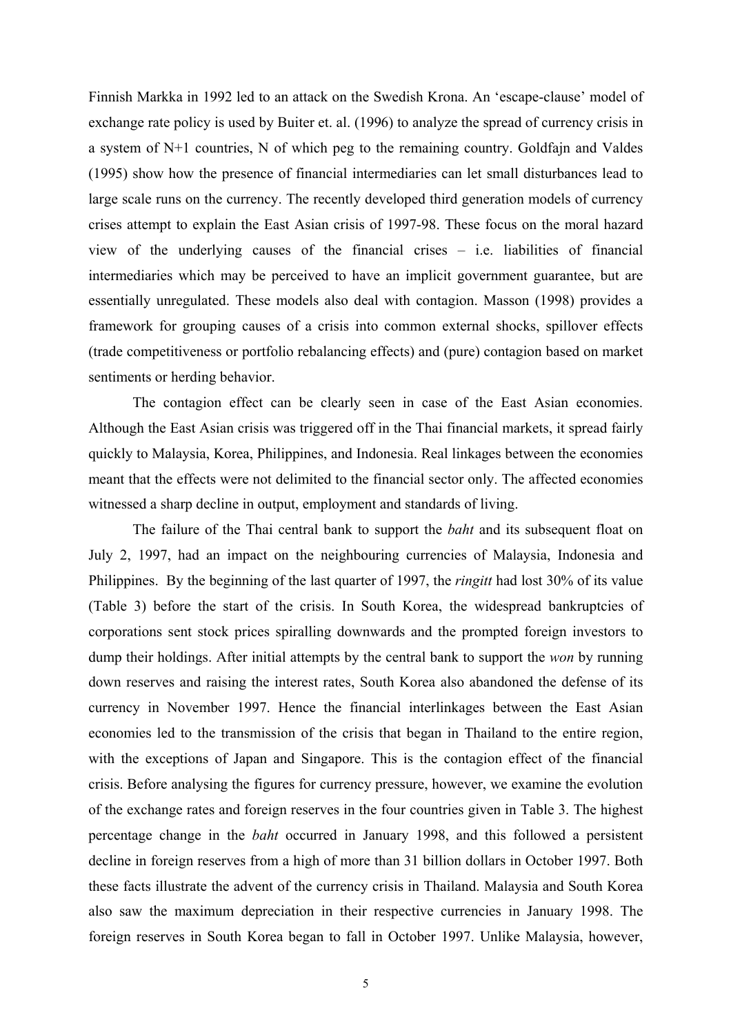Finnish Markka in 1992 led to an attack on the Swedish Krona. An 'escape-clause' model of exchange rate policy is used by Buiter et. al. (1996) to analyze the spread of currency crisis in a system of N+1 countries, N of which peg to the remaining country. Goldfajn and Valdes (1995) show how the presence of financial intermediaries can let small disturbances lead to large scale runs on the currency. The recently developed third generation models of currency crises attempt to explain the East Asian crisis of 1997-98. These focus on the moral hazard view of the underlying causes of the financial crises – i.e. liabilities of financial intermediaries which may be perceived to have an implicit government guarantee, but are essentially unregulated. These models also deal with contagion. Masson (1998) provides a framework for grouping causes of a crisis into common external shocks, spillover effects (trade competitiveness or portfolio rebalancing effects) and (pure) contagion based on market sentiments or herding behavior.

The contagion effect can be clearly seen in case of the East Asian economies. Although the East Asian crisis was triggered off in the Thai financial markets, it spread fairly quickly to Malaysia, Korea, Philippines, and Indonesia. Real linkages between the economies meant that the effects were not delimited to the financial sector only. The affected economies witnessed a sharp decline in output, employment and standards of living.

The failure of the Thai central bank to support the *baht* and its subsequent float on July 2, 1997, had an impact on the neighbouring currencies of Malaysia, Indonesia and Philippines. By the beginning of the last quarter of 1997, the *ringitt* had lost 30% of its value (Table 3) before the start of the crisis. In South Korea, the widespread bankruptcies of corporations sent stock prices spiralling downwards and the prompted foreign investors to dump their holdings. After initial attempts by the central bank to support the *won* by running down reserves and raising the interest rates, South Korea also abandoned the defense of its currency in November 1997. Hence the financial interlinkages between the East Asian economies led to the transmission of the crisis that began in Thailand to the entire region, with the exceptions of Japan and Singapore. This is the contagion effect of the financial crisis. Before analysing the figures for currency pressure, however, we examine the evolution of the exchange rates and foreign reserves in the four countries given in Table 3. The highest percentage change in the *baht* occurred in January 1998, and this followed a persistent decline in foreign reserves from a high of more than 31 billion dollars in October 1997. Both these facts illustrate the advent of the currency crisis in Thailand. Malaysia and South Korea also saw the maximum depreciation in their respective currencies in January 1998. The foreign reserves in South Korea began to fall in October 1997. Unlike Malaysia, however,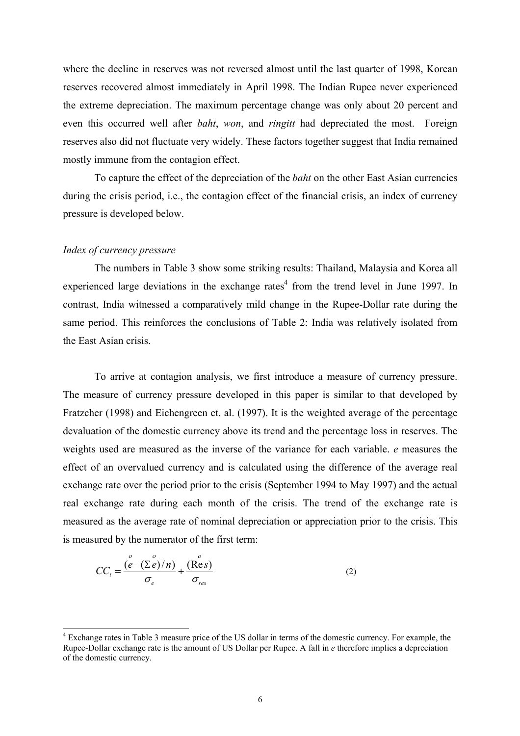where the decline in reserves was not reversed almost until the last quarter of 1998, Korean reserves recovered almost immediately in April 1998. The Indian Rupee never experienced the extreme depreciation. The maximum percentage change was only about 20 percent and even this occurred well after *baht*, *won*, and *ringitt* had depreciated the most. Foreign reserves also did not fluctuate very widely. These factors together suggest that India remained mostly immune from the contagion effect.

To capture the effect of the depreciation of the *baht* on the other East Asian currencies during the crisis period, i.e., the contagion effect of the financial crisis, an index of currency pressure is developed below.

*Index of currency pressure*

The numbers in Table 3 show some striking results: Thailand, Malaysia and Korea all experienced large deviations in the exchange rates[4] from the trend level in June 1997. In contrast, India witnessed a comparatively mild change in the Rupee-Dollar rate during the same period. This reinforces the conclusions of Table 2: India was relatively isolated from the East Asian crisis.

To arrive at contagion analysis, we first introduce a measure of currency pressure. The measure of currency pressure developed in this paper is similar to that developed by Fratzcher (1998) and Eichengreen et. al. (1997). It is the weighted average of the percentage devaluation of the domestic currency above its trend and the percentage loss in reserves. The weights used are measured as the inverse of the variance for each variable. *e* measures the effect of an overvalued currency and is calculated using the difference of the average real exchange rate over the period prior to the crisis (September 1994 to May 1997) and the actual real exchange rate during each month of the crisis. The trend of the exchange rate is measured as the average rate of nominal depreciation or appreciation prior to the crisis. This is measured by the numerator of the first term:

$$CC_t = \frac{(\overset{o}{e} - (\Sigma \overset{o}{e})/n)}{\sigma_e} + \frac{(\overset{o}{\mathrm{Re}s})}{\sigma_{res}} \qquad (2)$$

[4] Exchange rates in Table 3 measure price of the US dollar in terms of the domestic currency. For example, the Rupee-Dollar exchange rate is the amount of US Dollar per Rupee. A fall in *e* therefore implies a depreciation of the domestic currency.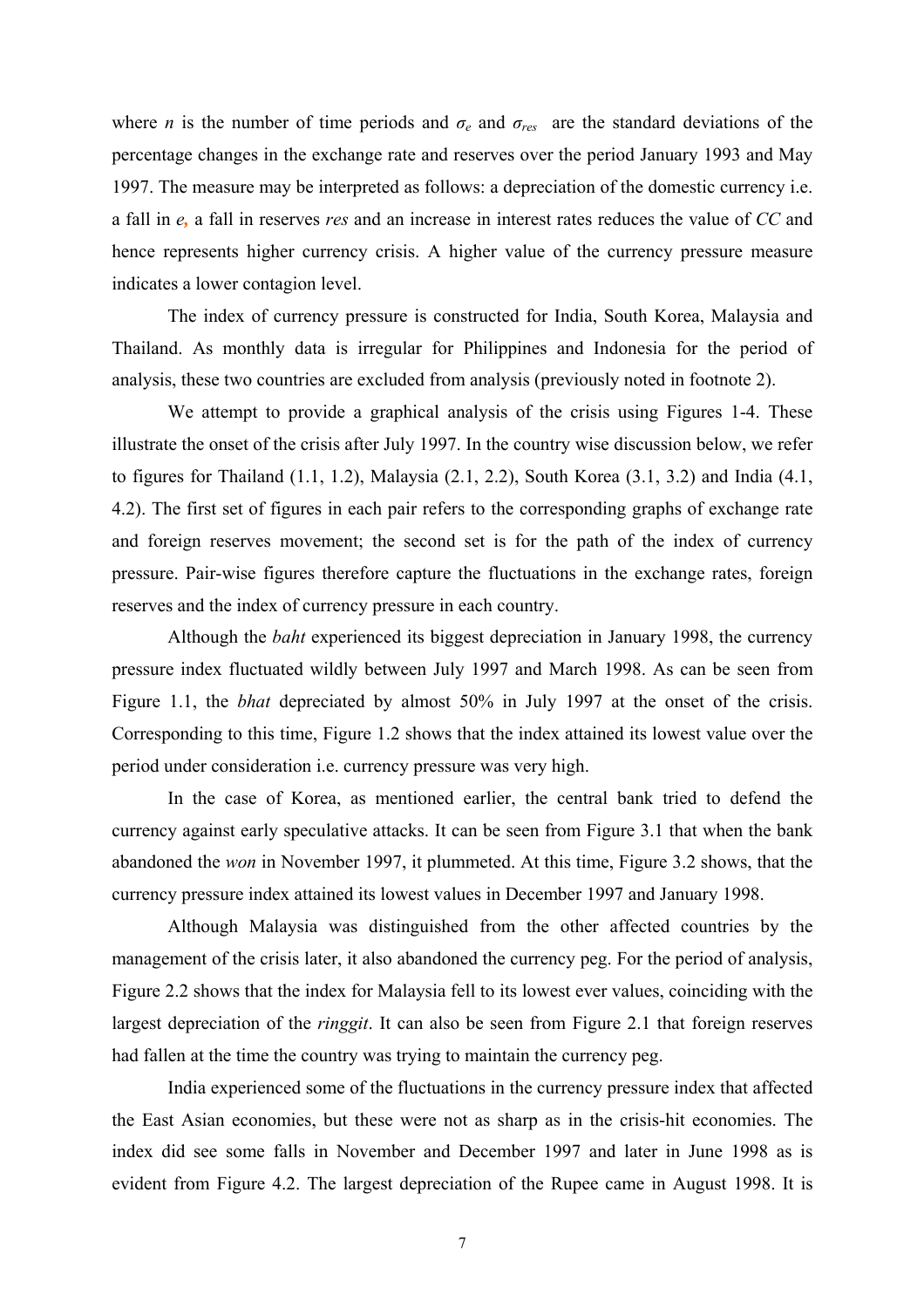where $n$ is the number of time periods and $\sigma_e$ and $\sigma_{res}$ are the standard deviations of the percentage changes in the exchange rate and reserves over the period January 1993 and May 1997. The measure may be interpreted as follows: a depreciation of the domestic currency i.e. a fall in $e$, a fall in reserves $res$ and an increase in interest rates reduces the value of $CC$ and hence represents higher currency crisis. A higher value of the currency pressure measure indicates a lower contagion level.

The index of currency pressure is constructed for India, South Korea, Malaysia and Thailand. As monthly data is irregular for Philippines and Indonesia for the period of analysis, these two countries are excluded from analysis (previously noted in footnote 2).

We attempt to provide a graphical analysis of the crisis using Figures 1-4. These illustrate the onset of the crisis after July 1997. In the country wise discussion below, we refer to figures for Thailand (1.1, 1.2), Malaysia (2.1, 2.2), South Korea (3.1, 3.2) and India (4.1, 4.2). The first set of figures in each pair refers to the corresponding graphs of exchange rate and foreign reserves movement; the second set is for the path of the index of currency pressure. Pair-wise figures therefore capture the fluctuations in the exchange rates, foreign reserves and the index of currency pressure in each country.

Although the *baht* experienced its biggest depreciation in January 1998, the currency pressure index fluctuated wildly between July 1997 and March 1998. As can be seen from Figure 1.1, the *bhat* depreciated by almost 50% in July 1997 at the onset of the crisis. Corresponding to this time, Figure 1.2 shows that the index attained its lowest value over the period under consideration i.e. currency pressure was very high.

In the case of Korea, as mentioned earlier, the central bank tried to defend the currency against early speculative attacks. It can be seen from Figure 3.1 that when the bank abandoned the *won* in November 1997, it plummeted. At this time, Figure 3.2 shows, that the currency pressure index attained its lowest values in December 1997 and January 1998.

Although Malaysia was distinguished from the other affected countries by the management of the crisis later, it also abandoned the currency peg. For the period of analysis, Figure 2.2 shows that the index for Malaysia fell to its lowest ever values, coinciding with the largest depreciation of the *ringgit*. It can also be seen from Figure 2.1 that foreign reserves had fallen at the time the country was trying to maintain the currency peg.

India experienced some of the fluctuations in the currency pressure index that affected the East Asian economies, but these were not as sharp as in the crisis-hit economies. The index did see some falls in November and December 1997 and later in June 1998 as is evident from Figure 4.2. The largest depreciation of the Rupee came in August 1998. It is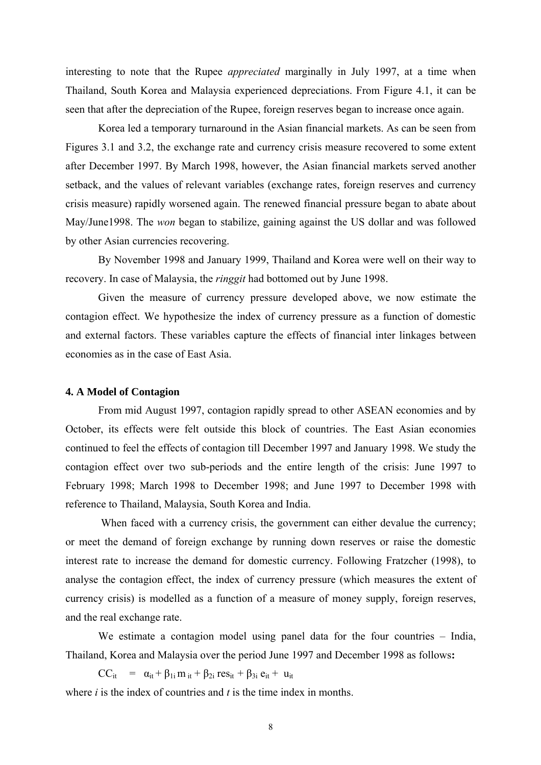interesting to note that the Rupee *appreciated* marginally in July 1997, at a time when Thailand, South Korea and Malaysia experienced depreciations. From Figure 4.1, it can be seen that after the depreciation of the Rupee, foreign reserves began to increase once again.

Korea led a temporary turnaround in the Asian financial markets. As can be seen from Figures 3.1 and 3.2, the exchange rate and currency crisis measure recovered to some extent after December 1997. By March 1998, however, the Asian financial markets served another setback, and the values of relevant variables (exchange rates, foreign reserves and currency crisis measure) rapidly worsened again. The renewed financial pressure began to abate about May/June1998. The *won* began to stabilize, gaining against the US dollar and was followed by other Asian currencies recovering.

By November 1998 and January 1999, Thailand and Korea were well on their way to recovery. In case of Malaysia, the *ringgit* had bottomed out by June 1998.

Given the measure of currency pressure developed above, we now estimate the contagion effect. We hypothesize the index of currency pressure as a function of domestic and external factors. These variables capture the effects of financial inter linkages between economies as in the case of East Asia.

## 4. A Model of Contagion

From mid August 1997, contagion rapidly spread to other ASEAN economies and by October, its effects were felt outside this block of countries. The East Asian economies continued to feel the effects of contagion till December 1997 and January 1998. We study the contagion effect over two sub-periods and the entire length of the crisis: June 1997 to February 1998; March 1998 to December 1998; and June 1997 to December 1998 with reference to Thailand, Malaysia, South Korea and India.

When faced with a currency crisis, the government can either devalue the currency; or meet the demand of foreign exchange by running down reserves or raise the domestic interest rate to increase the demand for domestic currency. Following Fratzcher (1998), to analyse the contagion effect, the index of currency pressure (which measures the extent of currency crisis) is modelled as a function of a measure of money supply, foreign reserves, and the real exchange rate.

We estimate a contagion model using panel data for the four countries – India, Thailand, Korea and Malaysia over the period June 1997 and December 1998 as follows**:**

$$CC_{it} = \alpha_{it} + \beta_{1i}\, m_{it} + \beta_{2i}\, res_{it} + \beta_{3i}\, e_{it} + u_{it}$$

where $i$ is the index of countries and $t$ is the time index in months.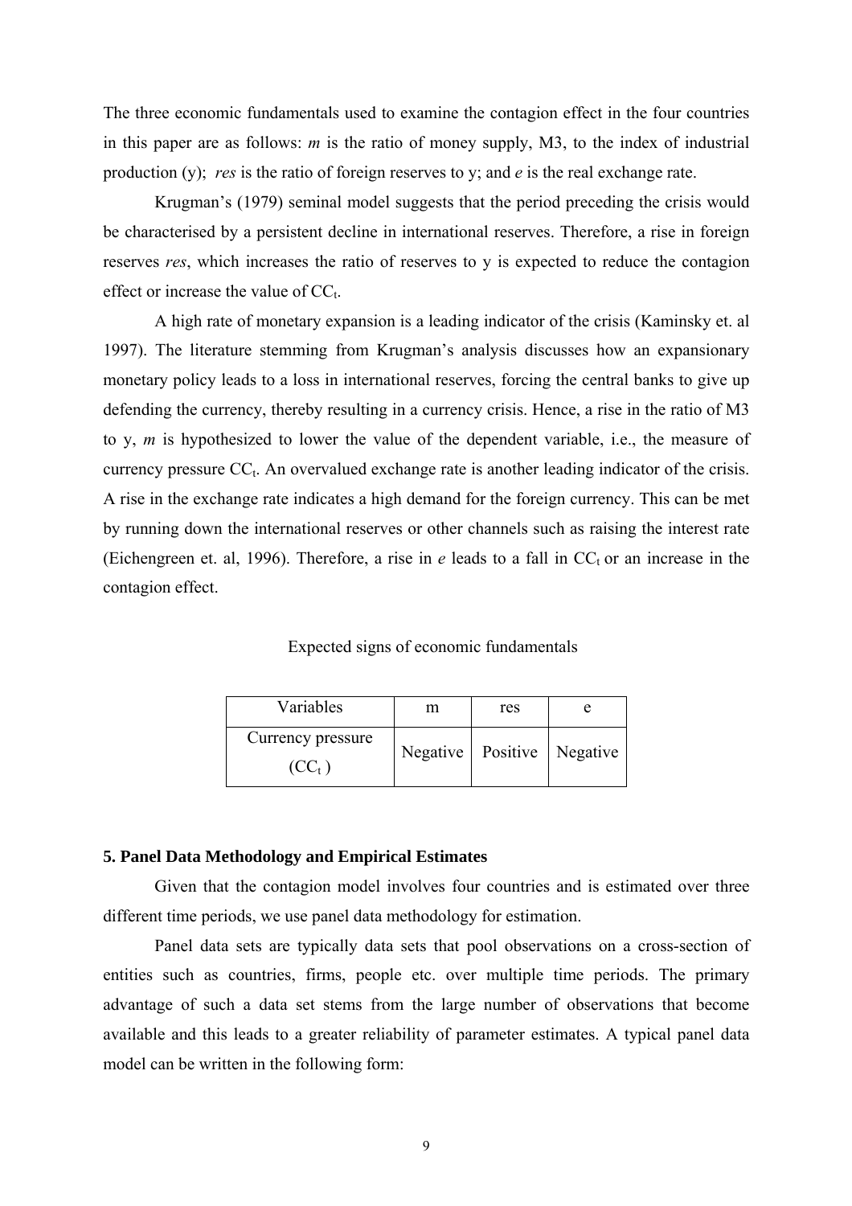The three economic fundamentals used to examine the contagion effect in the four countries in this paper are as follows: *m* is the ratio of money supply, M3, to the index of industrial production (y); *res* is the ratio of foreign reserves to y; and *e* is the real exchange rate.

Krugman's (1979) seminal model suggests that the period preceding the crisis would be characterised by a persistent decline in international reserves. Therefore, a rise in foreign reserves *res*, which increases the ratio of reserves to y is expected to reduce the contagion effect or increase the value of $CC_t$.

A high rate of monetary expansion is a leading indicator of the crisis (Kaminsky et. al 1997). The literature stemming from Krugman's analysis discusses how an expansionary monetary policy leads to a loss in international reserves, forcing the central banks to give up defending the currency, thereby resulting in a currency crisis. Hence, a rise in the ratio of M3 to y, *m* is hypothesized to lower the value of the dependent variable, i.e., the measure of currency pressure $CC_t$. An overvalued exchange rate is another leading indicator of the crisis. A rise in the exchange rate indicates a high demand for the foreign currency. This can be met by running down the international reserves or other channels such as raising the interest rate (Eichengreen et. al, 1996). Therefore, a rise in *e* leads to a fall in $CC_t$ or an increase in the contagion effect.

Expected signs of economic fundamentals

| Variables | m | res | e |
|---|---|---|---|
| Currency pressure ($CC_t$) | Negative | Positive | Negative |

### 5. Panel Data Methodology and Empirical Estimates

Given that the contagion model involves four countries and is estimated over three different time periods, we use panel data methodology for estimation.

Panel data sets are typically data sets that pool observations on a cross-section of entities such as countries, firms, people etc. over multiple time periods. The primary advantage of such a data set stems from the large number of observations that become available and this leads to a greater reliability of parameter estimates. A typical panel data model can be written in the following form: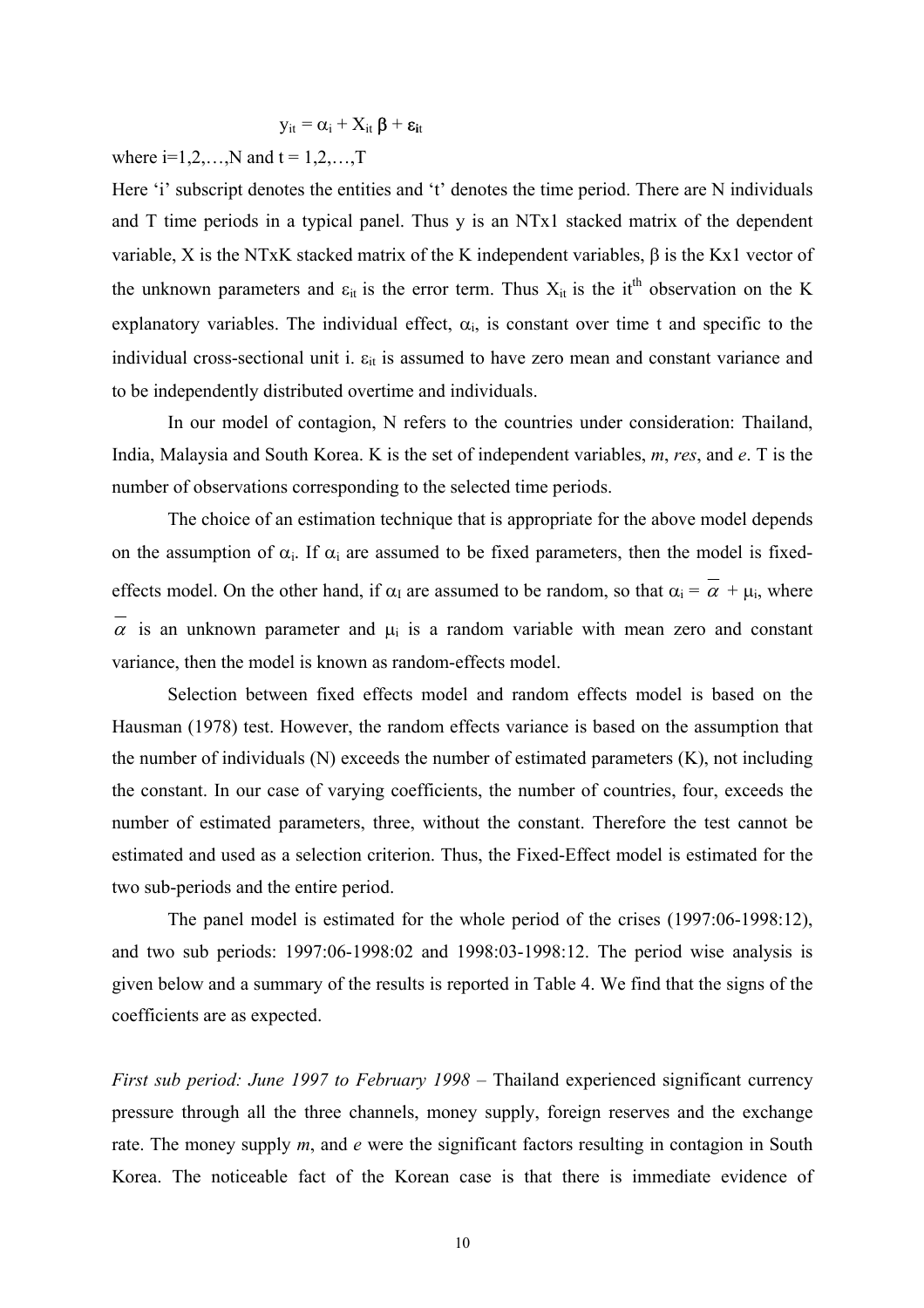$$y_{it} = \alpha_i + X_{it}\,\beta + \varepsilon_{it}$$

where i=1,2,…,N and t = 1,2,…,T

Here 'i' subscript denotes the entities and 't' denotes the time period. There are N individuals and T time periods in a typical panel. Thus y is an NTx1 stacked matrix of the dependent variable, X is the NTxK stacked matrix of the K independent variables, $\beta$ is the Kx1 vector of the unknown parameters and $\varepsilon_{it}$ is the error term. Thus $X_{it}$ is the it[th] observation on the K explanatory variables. The individual effect, $\alpha_i$, is constant over time t and specific to the individual cross-sectional unit i. $\varepsilon_{it}$ is assumed to have zero mean and constant variance and to be independently distributed overtime and individuals.

In our model of contagion, N refers to the countries under consideration: Thailand, India, Malaysia and South Korea. K is the set of independent variables, *m*, *res*, and *e*. T is the number of observations corresponding to the selected time periods.

The choice of an estimation technique that is appropriate for the above model depends on the assumption of $\alpha_i$. If $\alpha_i$ are assumed to be fixed parameters, then the model is fixed-effects model. On the other hand, if $\alpha_I$ are assumed to be random, so that $\alpha_i = \overline{\alpha} + \mu_i$, where $\overline{\alpha}$ is an unknown parameter and $\mu_i$ is a random variable with mean zero and constant variance, then the model is known as random-effects model.

Selection between fixed effects model and random effects model is based on the Hausman (1978) test. However, the random effects variance is based on the assumption that the number of individuals (N) exceeds the number of estimated parameters (K), not including the constant. In our case of varying coefficients, the number of countries, four, exceeds the number of estimated parameters, three, without the constant. Therefore the test cannot be estimated and used as a selection criterion. Thus, the Fixed-Effect model is estimated for the two sub-periods and the entire period.

The panel model is estimated for the whole period of the crises (1997:06-1998:12), and two sub periods: 1997:06-1998:02 and 1998:03-1998:12. The period wise analysis is given below and a summary of the results is reported in Table 4. We find that the signs of the coefficients are as expected.

*First sub period: June 1997 to February 1998* – Thailand experienced significant currency pressure through all the three channels, money supply, foreign reserves and the exchange rate. The money supply *m*, and *e* were the significant factors resulting in contagion in South Korea. The noticeable fact of the Korean case is that there is immediate evidence of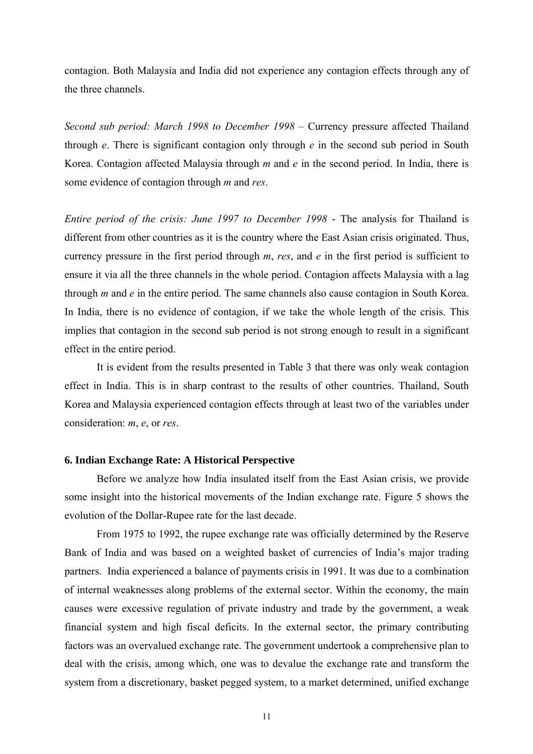contagion. Both Malaysia and India did not experience any contagion effects through any of the three channels.

*Second sub period: March 1998 to December 1998* – Currency pressure affected Thailand through *e*. There is significant contagion only through *e* in the second sub period in South Korea. Contagion affected Malaysia through *m* and *e* in the second period. In India, there is some evidence of contagion through *m* and *res*.

*Entire period of the crisis: June 1997 to December 1998* - The analysis for Thailand is different from other countries as it is the country where the East Asian crisis originated. Thus, currency pressure in the first period through *m*, *res*, and *e* in the first period is sufficient to ensure it via all the three channels in the whole period. Contagion affects Malaysia with a lag through *m* and *e* in the entire period. The same channels also cause contagion in South Korea. In India, there is no evidence of contagion, if we take the whole length of the crisis. This implies that contagion in the second sub period is not strong enough to result in a significant effect in the entire period.

It is evident from the results presented in Table 3 that there was only weak contagion effect in India. This is in sharp contrast to the results of other countries. Thailand, South Korea and Malaysia experienced contagion effects through at least two of the variables under consideration: *m*, *e*, or *res*.

## 6. Indian Exchange Rate: A Historical Perspective

Before we analyze how India insulated itself from the East Asian crisis, we provide some insight into the historical movements of the Indian exchange rate. Figure 5 shows the evolution of the Dollar-Rupee rate for the last decade.

From 1975 to 1992, the rupee exchange rate was officially determined by the Reserve Bank of India and was based on a weighted basket of currencies of India's major trading partners. India experienced a balance of payments crisis in 1991. It was due to a combination of internal weaknesses along problems of the external sector. Within the economy, the main causes were excessive regulation of private industry and trade by the government, a weak financial system and high fiscal deficits. In the external sector, the primary contributing factors was an overvalued exchange rate. The government undertook a comprehensive plan to deal with the crisis, among which, one was to devalue the exchange rate and transform the system from a discretionary, basket pegged system, to a market determined, unified exchange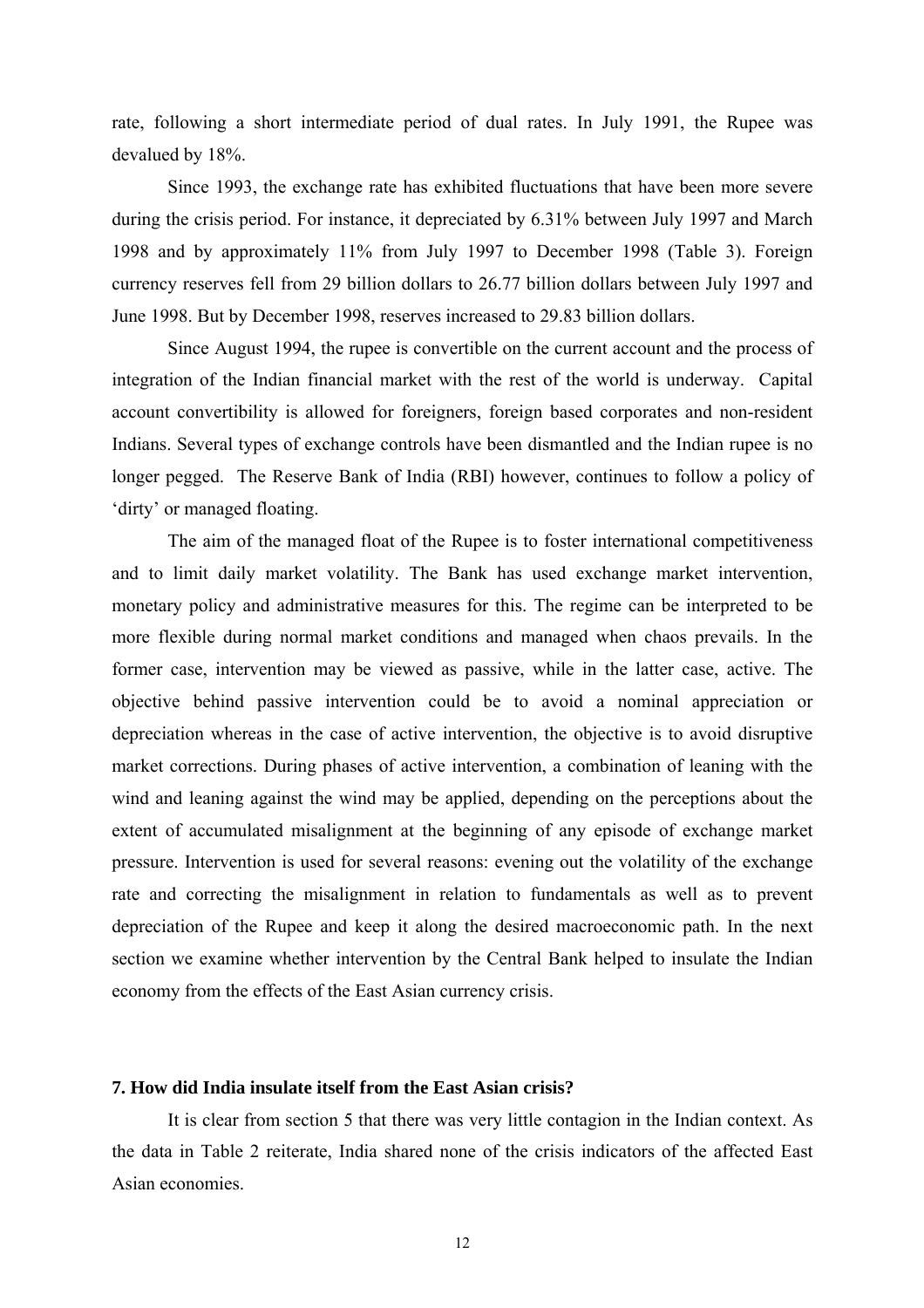rate, following a short intermediate period of dual rates. In July 1991, the Rupee was devalued by 18%.

Since 1993, the exchange rate has exhibited fluctuations that have been more severe during the crisis period. For instance, it depreciated by 6.31% between July 1997 and March 1998 and by approximately 11% from July 1997 to December 1998 (Table 3). Foreign currency reserves fell from 29 billion dollars to 26.77 billion dollars between July 1997 and June 1998. But by December 1998, reserves increased to 29.83 billion dollars.

Since August 1994, the rupee is convertible on the current account and the process of integration of the Indian financial market with the rest of the world is underway. Capital account convertibility is allowed for foreigners, foreign based corporates and non-resident Indians. Several types of exchange controls have been dismantled and the Indian rupee is no longer pegged. The Reserve Bank of India (RBI) however, continues to follow a policy of 'dirty' or managed floating.

The aim of the managed float of the Rupee is to foster international competitiveness and to limit daily market volatility. The Bank has used exchange market intervention, monetary policy and administrative measures for this. The regime can be interpreted to be more flexible during normal market conditions and managed when chaos prevails. In the former case, intervention may be viewed as passive, while in the latter case, active. The objective behind passive intervention could be to avoid a nominal appreciation or depreciation whereas in the case of active intervention, the objective is to avoid disruptive market corrections. During phases of active intervention, a combination of leaning with the wind and leaning against the wind may be applied, depending on the perceptions about the extent of accumulated misalignment at the beginning of any episode of exchange market pressure. Intervention is used for several reasons: evening out the volatility of the exchange rate and correcting the misalignment in relation to fundamentals as well as to prevent depreciation of the Rupee and keep it along the desired macroeconomic path. In the next section we examine whether intervention by the Central Bank helped to insulate the Indian economy from the effects of the East Asian currency crisis.

## 7. How did India insulate itself from the East Asian crisis?

It is clear from section 5 that there was very little contagion in the Indian context. As the data in Table 2 reiterate, India shared none of the crisis indicators of the affected East Asian economies.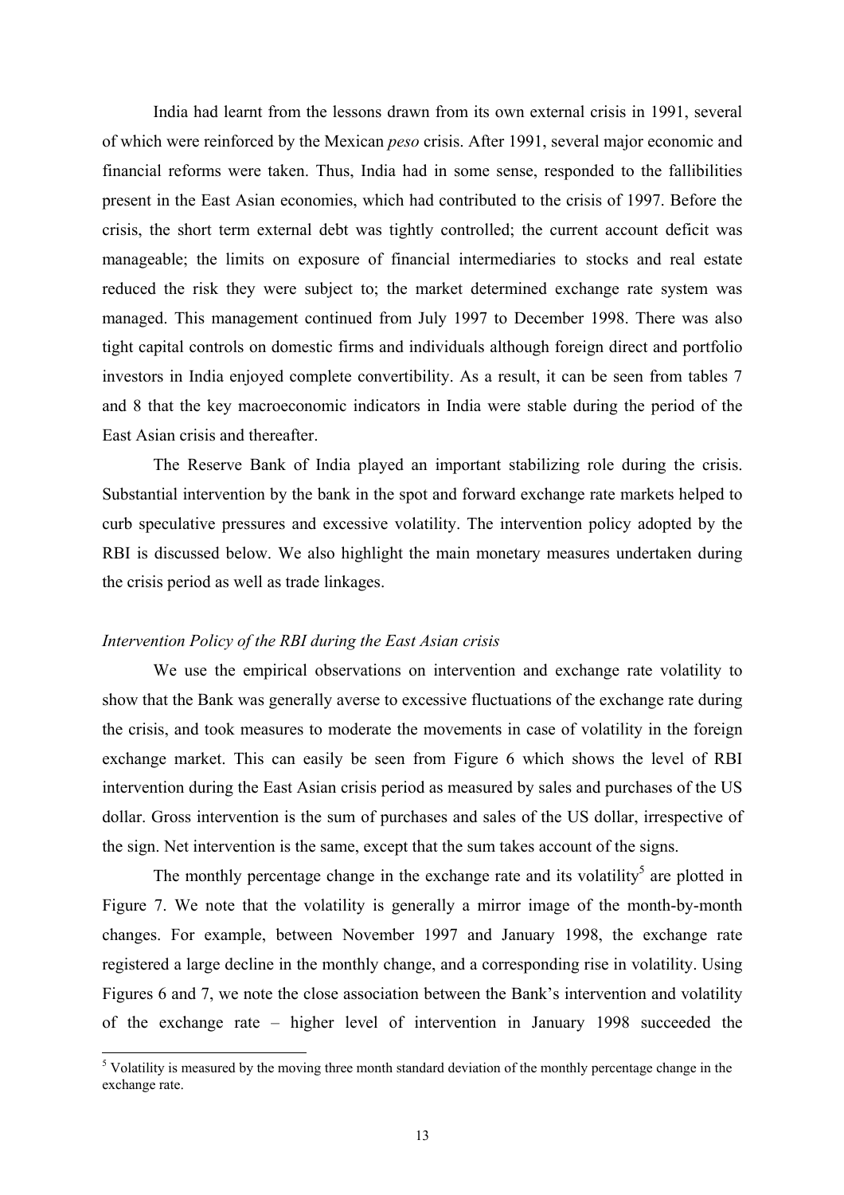India had learnt from the lessons drawn from its own external crisis in 1991, several of which were reinforced by the Mexican *peso* crisis. After 1991, several major economic and financial reforms were taken. Thus, India had in some sense, responded to the fallibilities present in the East Asian economies, which had contributed to the crisis of 1997. Before the crisis, the short term external debt was tightly controlled; the current account deficit was manageable; the limits on exposure of financial intermediaries to stocks and real estate reduced the risk they were subject to; the market determined exchange rate system was managed. This management continued from July 1997 to December 1998. There was also tight capital controls on domestic firms and individuals although foreign direct and portfolio investors in India enjoyed complete convertibility. As a result, it can be seen from tables 7 and 8 that the key macroeconomic indicators in India were stable during the period of the East Asian crisis and thereafter.

The Reserve Bank of India played an important stabilizing role during the crisis. Substantial intervention by the bank in the spot and forward exchange rate markets helped to curb speculative pressures and excessive volatility. The intervention policy adopted by the RBI is discussed below. We also highlight the main monetary measures undertaken during the crisis period as well as trade linkages.

*Intervention Policy of the RBI during the East Asian crisis*

We use the empirical observations on intervention and exchange rate volatility to show that the Bank was generally averse to excessive fluctuations of the exchange rate during the crisis, and took measures to moderate the movements in case of volatility in the foreign exchange market. This can easily be seen from Figure 6 which shows the level of RBI intervention during the East Asian crisis period as measured by sales and purchases of the US dollar. Gross intervention is the sum of purchases and sales of the US dollar, irrespective of the sign. Net intervention is the same, except that the sum takes account of the signs.

The monthly percentage change in the exchange rate and its volatility[5] are plotted in Figure 7. We note that the volatility is generally a mirror image of the month-by-month changes. For example, between November 1997 and January 1998, the exchange rate registered a large decline in the monthly change, and a corresponding rise in volatility. Using Figures 6 and 7, we note the close association between the Bank's intervention and volatility of the exchange rate – higher level of intervention in January 1998 succeeded the

[5] Volatility is measured by the moving three month standard deviation of the monthly percentage change in the exchange rate.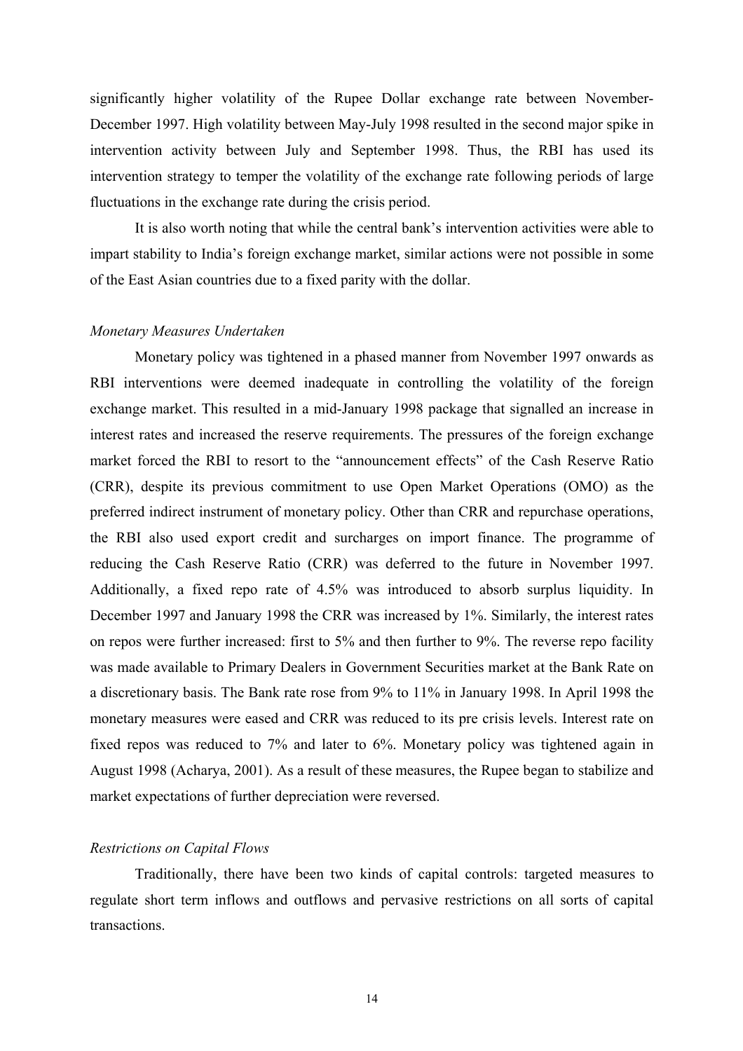significantly higher volatility of the Rupee Dollar exchange rate between November-December 1997. High volatility between May-July 1998 resulted in the second major spike in intervention activity between July and September 1998. Thus, the RBI has used its intervention strategy to temper the volatility of the exchange rate following periods of large fluctuations in the exchange rate during the crisis period.

It is also worth noting that while the central bank's intervention activities were able to impart stability to India's foreign exchange market, similar actions were not possible in some of the East Asian countries due to a fixed parity with the dollar.

*Monetary Measures Undertaken*

Monetary policy was tightened in a phased manner from November 1997 onwards as RBI interventions were deemed inadequate in controlling the volatility of the foreign exchange market. This resulted in a mid-January 1998 package that signalled an increase in interest rates and increased the reserve requirements. The pressures of the foreign exchange market forced the RBI to resort to the "announcement effects" of the Cash Reserve Ratio (CRR), despite its previous commitment to use Open Market Operations (OMO) as the preferred indirect instrument of monetary policy. Other than CRR and repurchase operations, the RBI also used export credit and surcharges on import finance. The programme of reducing the Cash Reserve Ratio (CRR) was deferred to the future in November 1997. Additionally, a fixed repo rate of 4.5% was introduced to absorb surplus liquidity. In December 1997 and January 1998 the CRR was increased by 1%. Similarly, the interest rates on repos were further increased: first to 5% and then further to 9%. The reverse repo facility was made available to Primary Dealers in Government Securities market at the Bank Rate on a discretionary basis. The Bank rate rose from 9% to 11% in January 1998. In April 1998 the monetary measures were eased and CRR was reduced to its pre crisis levels. Interest rate on fixed repos was reduced to 7% and later to 6%. Monetary policy was tightened again in August 1998 (Acharya, 2001). As a result of these measures, the Rupee began to stabilize and market expectations of further depreciation were reversed.

*Restrictions on Capital Flows*

Traditionally, there have been two kinds of capital controls: targeted measures to regulate short term inflows and outflows and pervasive restrictions on all sorts of capital transactions.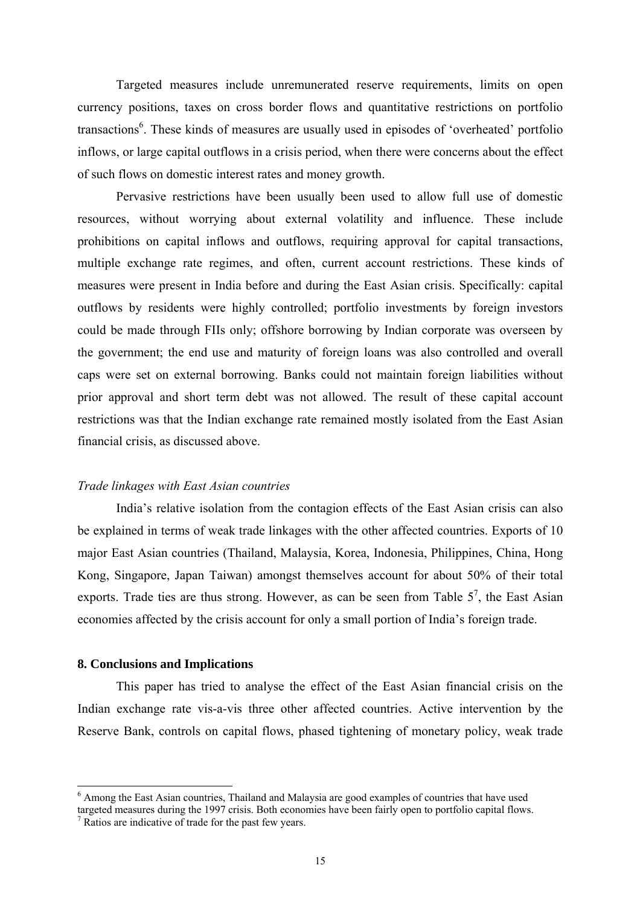Targeted measures include unremunerated reserve requirements, limits on open currency positions, taxes on cross border flows and quantitative restrictions on portfolio transactions[6]. These kinds of measures are usually used in episodes of 'overheated' portfolio inflows, or large capital outflows in a crisis period, when there were concerns about the effect of such flows on domestic interest rates and money growth.

Pervasive restrictions have been usually been used to allow full use of domestic resources, without worrying about external volatility and influence. These include prohibitions on capital inflows and outflows, requiring approval for capital transactions, multiple exchange rate regimes, and often, current account restrictions. These kinds of measures were present in India before and during the East Asian crisis. Specifically: capital outflows by residents were highly controlled; portfolio investments by foreign investors could be made through FIIs only; offshore borrowing by Indian corporate was overseen by the government; the end use and maturity of foreign loans was also controlled and overall caps were set on external borrowing. Banks could not maintain foreign liabilities without prior approval and short term debt was not allowed. The result of these capital account restrictions was that the Indian exchange rate remained mostly isolated from the East Asian financial crisis, as discussed above.

*Trade linkages with East Asian countries*

India's relative isolation from the contagion effects of the East Asian crisis can also be explained in terms of weak trade linkages with the other affected countries. Exports of 10 major East Asian countries (Thailand, Malaysia, Korea, Indonesia, Philippines, China, Hong Kong, Singapore, Japan Taiwan) amongst themselves account for about 50% of their total exports. Trade ties are thus strong. However, as can be seen from Table 5[7], the East Asian economies affected by the crisis account for only a small portion of India's foreign trade.

## 8. Conclusions and Implications

This paper has tried to analyse the effect of the East Asian financial crisis on the Indian exchange rate vis-a-vis three other affected countries. Active intervention by the Reserve Bank, controls on capital flows, phased tightening of monetary policy, weak trade

---

[6] Among the East Asian countries, Thailand and Malaysia are good examples of countries that have used targeted measures during the 1997 crisis. Both economies have been fairly open to portfolio capital flows.

[7] Ratios are indicative of trade for the past few years.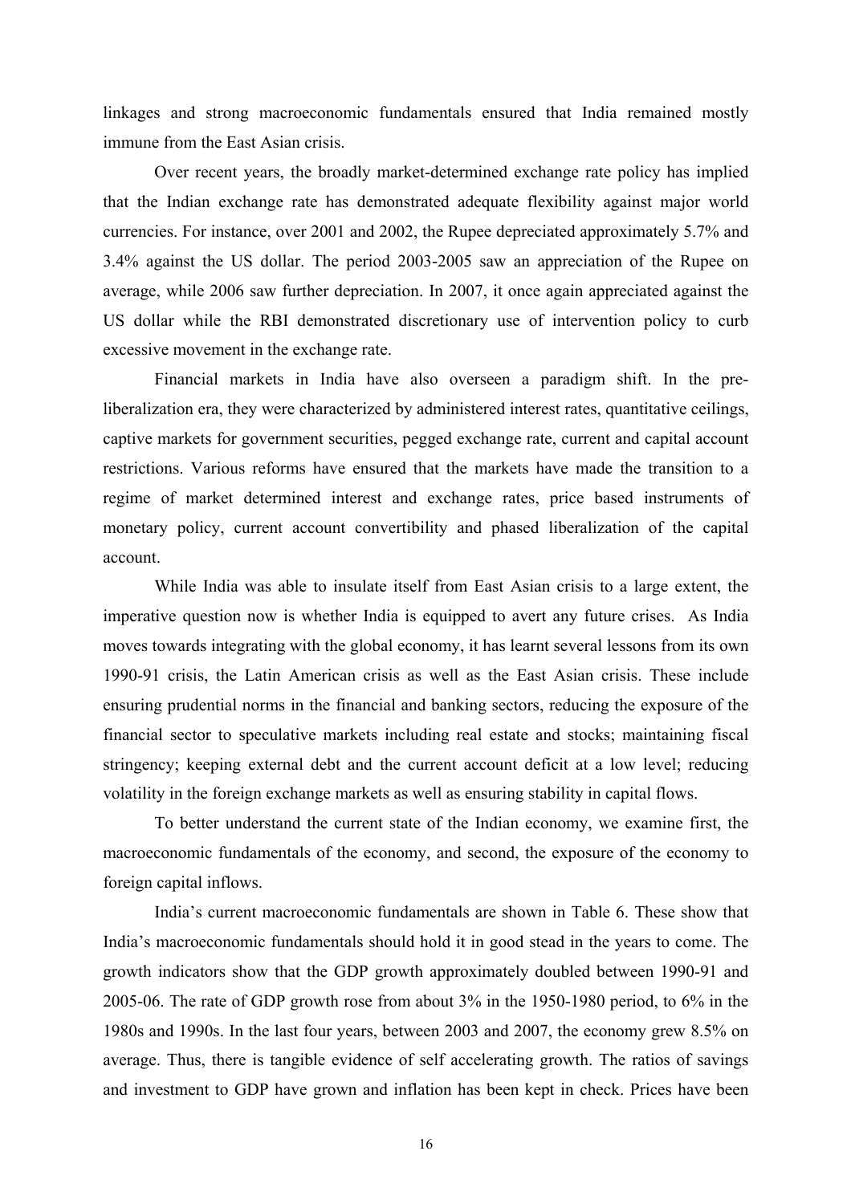linkages and strong macroeconomic fundamentals ensured that India remained mostly immune from the East Asian crisis.

Over recent years, the broadly market-determined exchange rate policy has implied that the Indian exchange rate has demonstrated adequate flexibility against major world currencies. For instance, over 2001 and 2002, the Rupee depreciated approximately 5.7% and 3.4% against the US dollar. The period 2003-2005 saw an appreciation of the Rupee on average, while 2006 saw further depreciation. In 2007, it once again appreciated against the US dollar while the RBI demonstrated discretionary use of intervention policy to curb excessive movement in the exchange rate.

Financial markets in India have also overseen a paradigm shift. In the pre-liberalization era, they were characterized by administered interest rates, quantitative ceilings, captive markets for government securities, pegged exchange rate, current and capital account restrictions. Various reforms have ensured that the markets have made the transition to a regime of market determined interest and exchange rates, price based instruments of monetary policy, current account convertibility and phased liberalization of the capital account.

While India was able to insulate itself from East Asian crisis to a large extent, the imperative question now is whether India is equipped to avert any future crises. As India moves towards integrating with the global economy, it has learnt several lessons from its own 1990-91 crisis, the Latin American crisis as well as the East Asian crisis. These include ensuring prudential norms in the financial and banking sectors, reducing the exposure of the financial sector to speculative markets including real estate and stocks; maintaining fiscal stringency; keeping external debt and the current account deficit at a low level; reducing volatility in the foreign exchange markets as well as ensuring stability in capital flows.

To better understand the current state of the Indian economy, we examine first, the macroeconomic fundamentals of the economy, and second, the exposure of the economy to foreign capital inflows.

India's current macroeconomic fundamentals are shown in Table 6. These show that India's macroeconomic fundamentals should hold it in good stead in the years to come. The growth indicators show that the GDP growth approximately doubled between 1990-91 and 2005-06. The rate of GDP growth rose from about 3% in the 1950-1980 period, to 6% in the 1980s and 1990s. In the last four years, between 2003 and 2007, the economy grew 8.5% on average. Thus, there is tangible evidence of self accelerating growth. The ratios of savings and investment to GDP have grown and inflation has been kept in check. Prices have been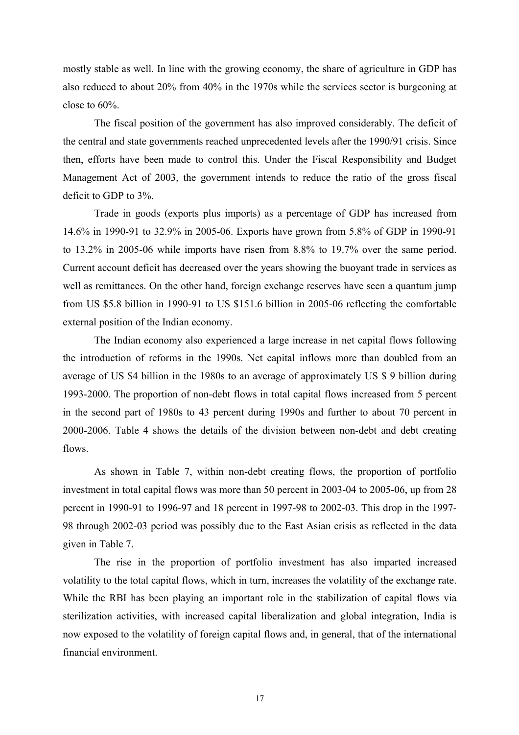mostly stable as well. In line with the growing economy, the share of agriculture in GDP has also reduced to about 20% from 40% in the 1970s while the services sector is burgeoning at close to 60%.

The fiscal position of the government has also improved considerably. The deficit of the central and state governments reached unprecedented levels after the 1990/91 crisis. Since then, efforts have been made to control this. Under the Fiscal Responsibility and Budget Management Act of 2003, the government intends to reduce the ratio of the gross fiscal deficit to GDP to 3%.

Trade in goods (exports plus imports) as a percentage of GDP has increased from 14.6% in 1990-91 to 32.9% in 2005-06. Exports have grown from 5.8% of GDP in 1990-91 to 13.2% in 2005-06 while imports have risen from 8.8% to 19.7% over the same period. Current account deficit has decreased over the years showing the buoyant trade in services as well as remittances. On the other hand, foreign exchange reserves have seen a quantum jump from US $5.8 billion in 1990-91 to US $151.6 billion in 2005-06 reflecting the comfortable external position of the Indian economy.

The Indian economy also experienced a large increase in net capital flows following the introduction of reforms in the 1990s. Net capital inflows more than doubled from an average of US $4 billion in the 1980s to an average of approximately US $ 9 billion during 1993-2000. The proportion of non-debt flows in total capital flows increased from 5 percent in the second part of 1980s to 43 percent during 1990s and further to about 70 percent in 2000-2006. Table 4 shows the details of the division between non-debt and debt creating flows.

As shown in Table 7, within non-debt creating flows, the proportion of portfolio investment in total capital flows was more than 50 percent in 2003-04 to 2005-06, up from 28 percent in 1990-91 to 1996-97 and 18 percent in 1997-98 to 2002-03. This drop in the 1997-98 through 2002-03 period was possibly due to the East Asian crisis as reflected in the data given in Table 7.

The rise in the proportion of portfolio investment has also imparted increased volatility to the total capital flows, which in turn, increases the volatility of the exchange rate. While the RBI has been playing an important role in the stabilization of capital flows via sterilization activities, with increased capital liberalization and global integration, India is now exposed to the volatility of foreign capital flows and, in general, that of the international financial environment.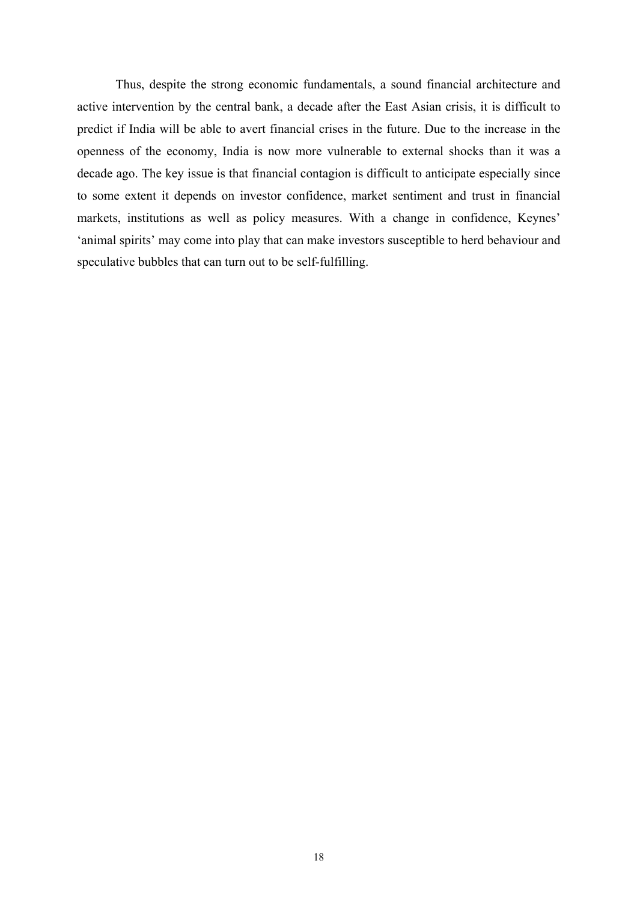Thus, despite the strong economic fundamentals, a sound financial architecture and active intervention by the central bank, a decade after the East Asian crisis, it is difficult to predict if India will be able to avert financial crises in the future. Due to the increase in the openness of the economy, India is now more vulnerable to external shocks than it was a decade ago. The key issue is that financial contagion is difficult to anticipate especially since to some extent it depends on investor confidence, market sentiment and trust in financial markets, institutions as well as policy measures. With a change in confidence, Keynes' 'animal spirits' may come into play that can make investors susceptible to herd behaviour and speculative bubbles that can turn out to be self-fulfilling.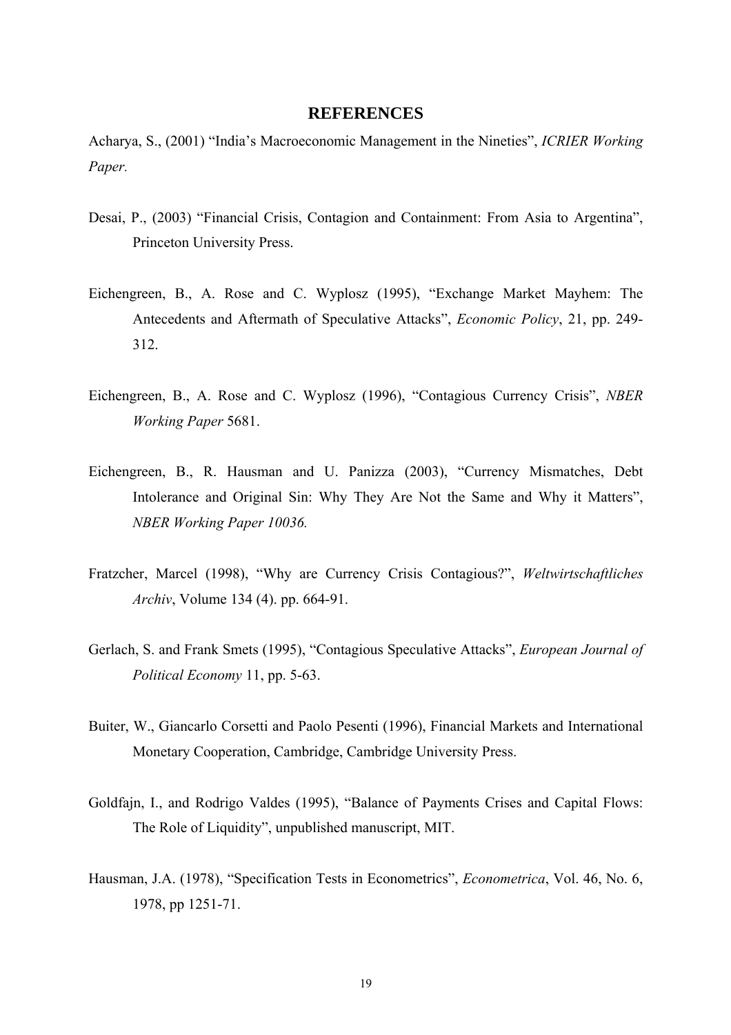# REFERENCES

Acharya, S., (2001) "India's Macroeconomic Management in the Nineties", *ICRIER Working Paper.*

Desai, P., (2003) "Financial Crisis, Contagion and Containment: From Asia to Argentina", Princeton University Press.

Eichengreen, B., A. Rose and C. Wyplosz (1995), "Exchange Market Mayhem: The Antecedents and Aftermath of Speculative Attacks", *Economic Policy*, 21, pp. 249-312.

Eichengreen, B., A. Rose and C. Wyplosz (1996), "Contagious Currency Crisis", *NBER Working Paper* 5681.

Eichengreen, B., R. Hausman and U. Panizza (2003), "Currency Mismatches, Debt Intolerance and Original Sin: Why They Are Not the Same and Why it Matters", *NBER Working Paper 10036.*

Fratzcher, Marcel (1998), "Why are Currency Crisis Contagious?", *Weltwirtschaftliches Archiv*, Volume 134 (4). pp. 664-91.

Gerlach, S. and Frank Smets (1995), "Contagious Speculative Attacks", *European Journal of Political Economy* 11, pp. 5-63.

Buiter, W., Giancarlo Corsetti and Paolo Pesenti (1996), Financial Markets and International Monetary Cooperation, Cambridge, Cambridge University Press.

Goldfajn, I., and Rodrigo Valdes (1995), "Balance of Payments Crises and Capital Flows: The Role of Liquidity", unpublished manuscript, MIT.

Hausman, J.A. (1978), "Specification Tests in Econometrics", *Econometrica*, Vol. 46, No. 6, 1978, pp 1251-71.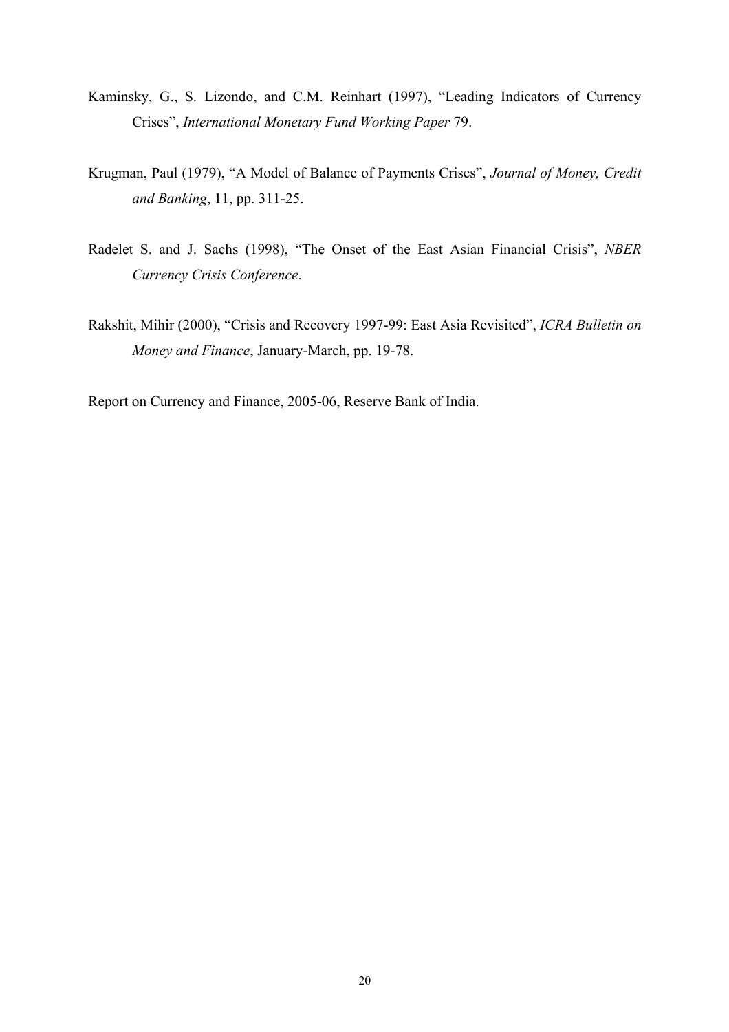Kaminsky, G., S. Lizondo, and C.M. Reinhart (1997), "Leading Indicators of Currency Crises", *International Monetary Fund Working Paper* 79.

Krugman, Paul (1979), "A Model of Balance of Payments Crises", *Journal of Money, Credit and Banking*, 11, pp. 311-25.

Radelet S. and J. Sachs (1998), "The Onset of the East Asian Financial Crisis", *NBER Currency Crisis Conference*.

Rakshit, Mihir (2000), "Crisis and Recovery 1997-99: East Asia Revisited", *ICRA Bulletin on Money and Finance*, January-March, pp. 19-78.

Report on Currency and Finance, 2005-06, Reserve Bank of India.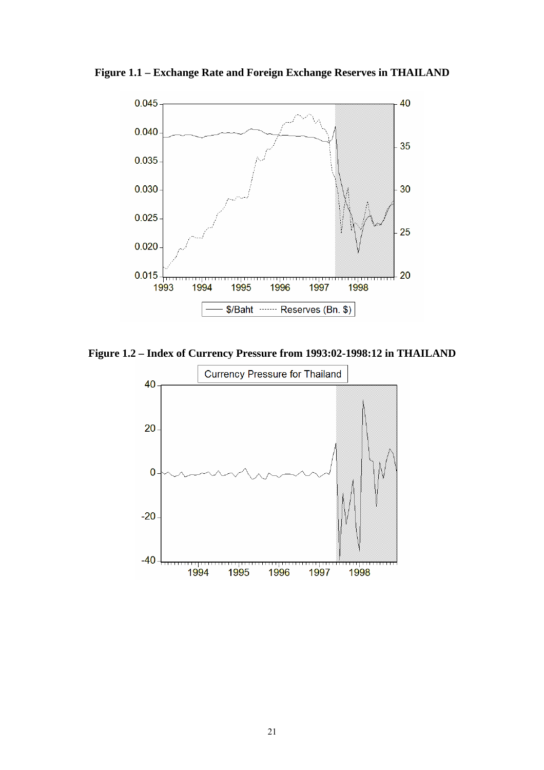**Figure 1.1 – Exchange Rate and Foreign Exchange Reserves in THAILAND**

**Figure 1.2 – Index of Currency Pressure from 1993:02-1998:12 in THAILAND**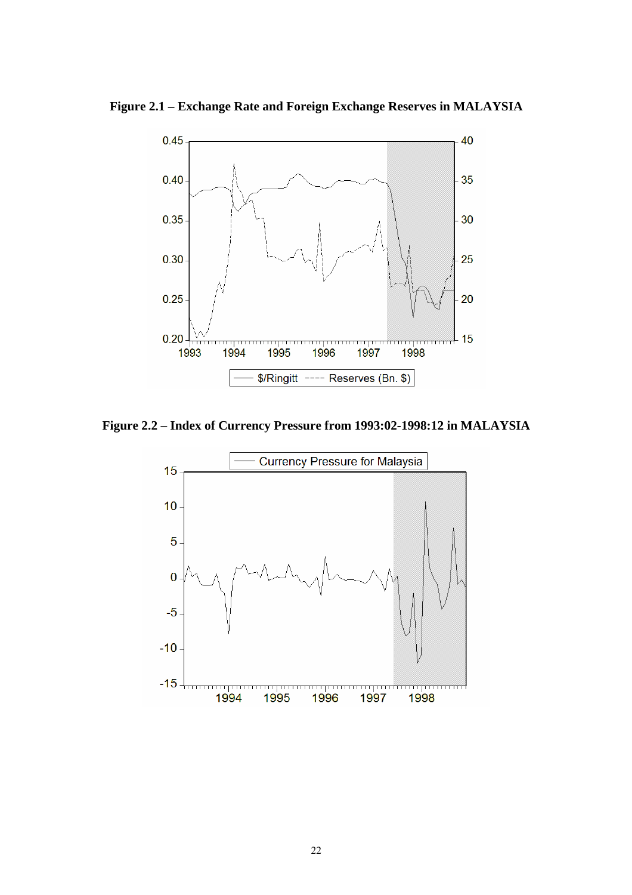**Figure 2.1 – Exchange Rate and Foreign Exchange Reserves in MALAYSIA**

**Figure 2.2 – Index of Currency Pressure from 1993:02-1998:12 in MALAYSIA**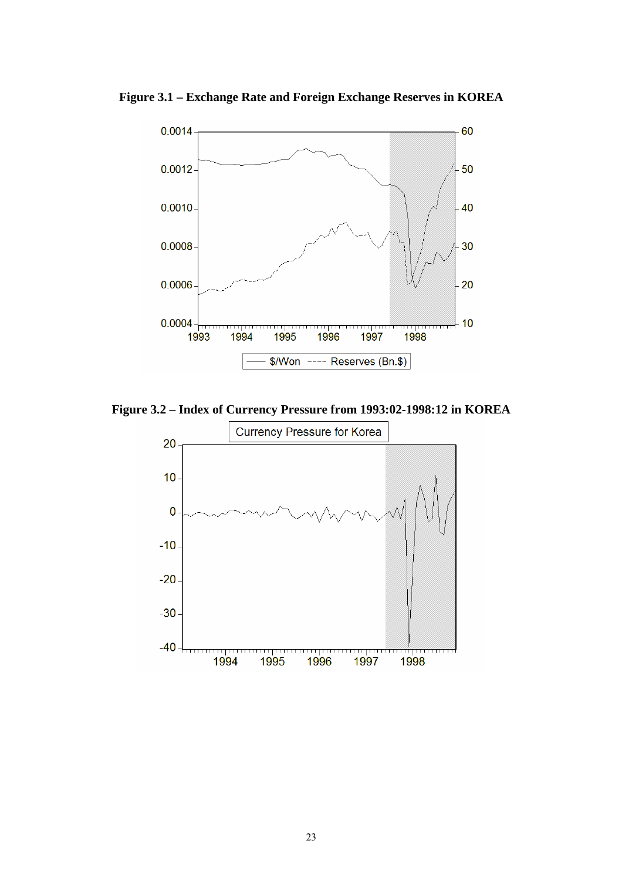**Figure 3.1 – Exchange Rate and Foreign Exchange Reserves in KOREA**

**Figure 3.2 – Index of Currency Pressure from 1993:02-1998:12 in KOREA**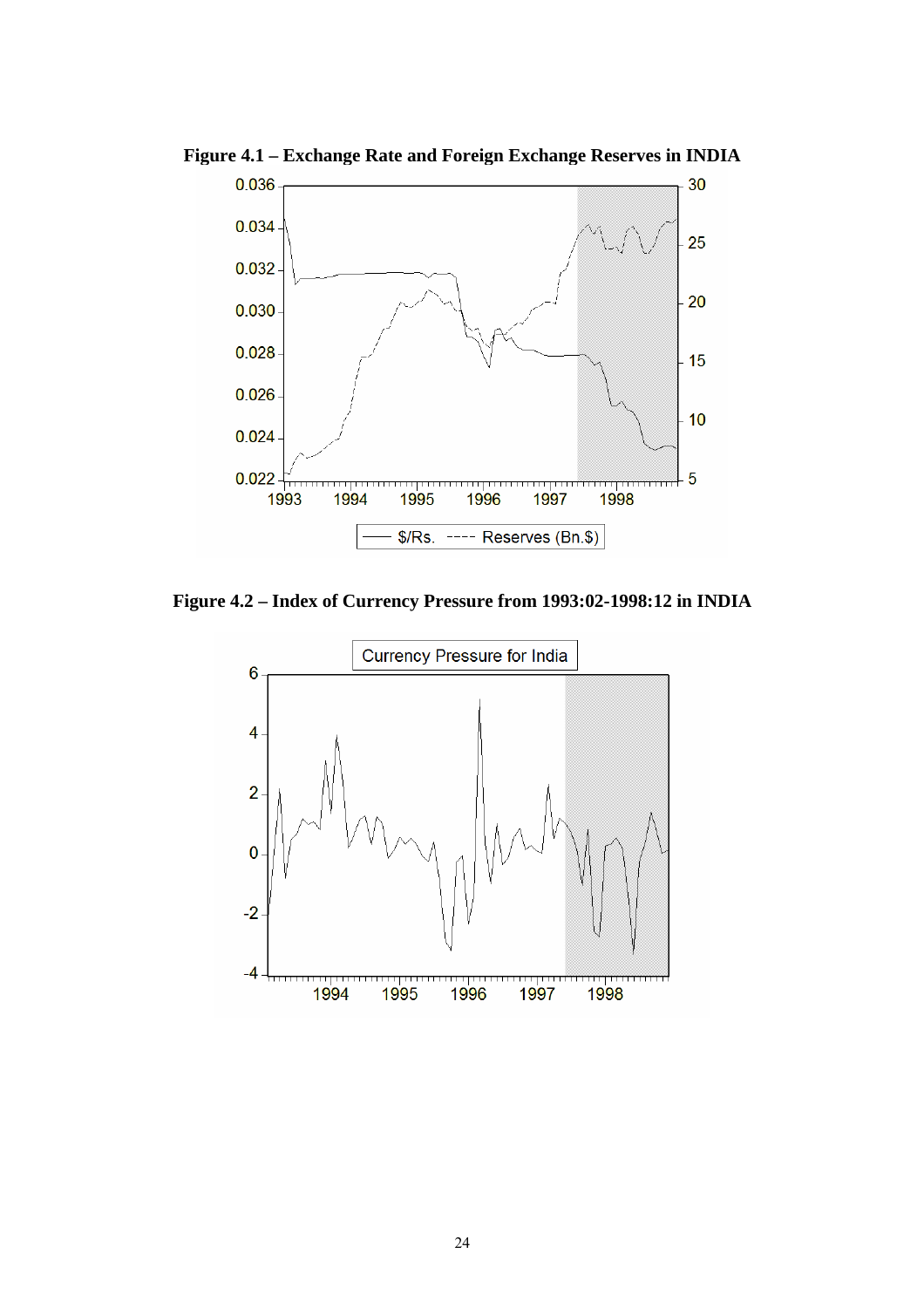**Figure 4.1 – Exchange Rate and Foreign Exchange Reserves in INDIA**

**Figure 4.2 – Index of Currency Pressure from 1993:02-1998:12 in INDIA**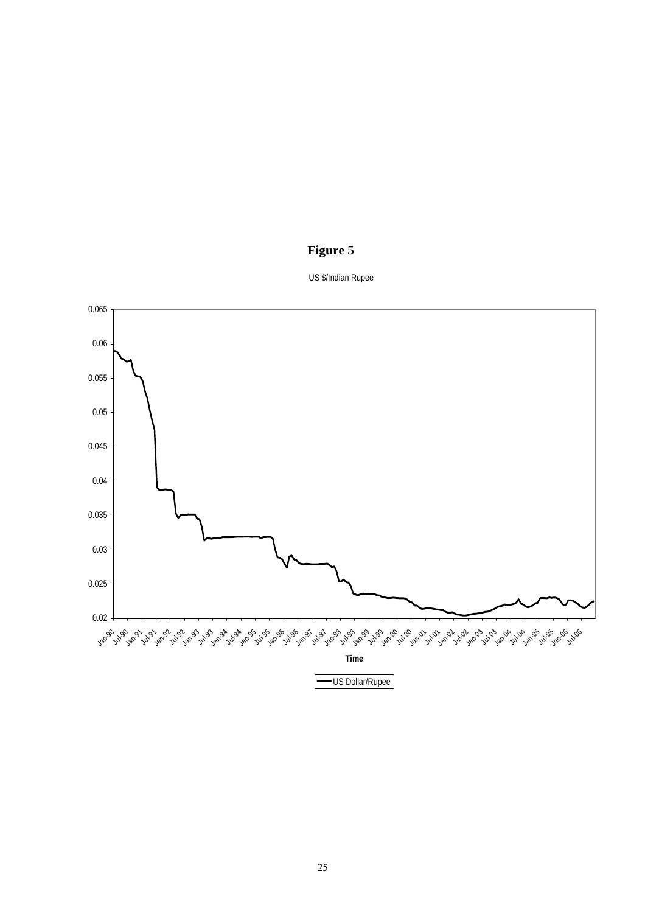**Figure 5**

US $/Indian Rupee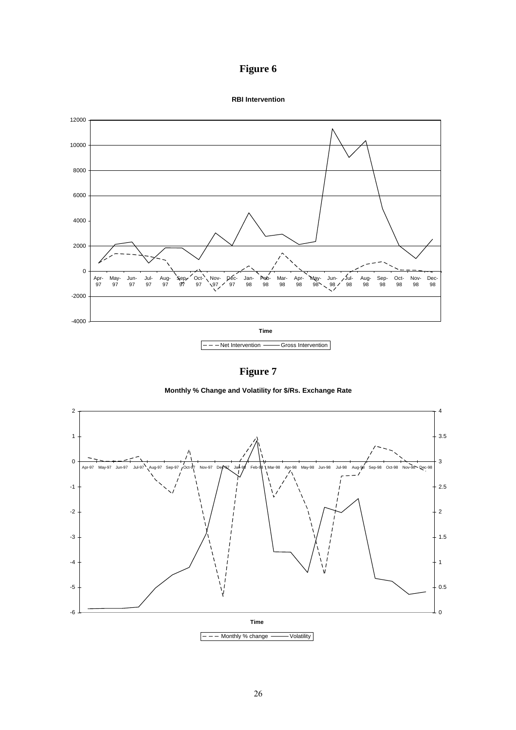# Figure 6

**RBI Intervention**

# Figure 7

**Monthly % Change and Volatility for $/Rs. Exchange Rate**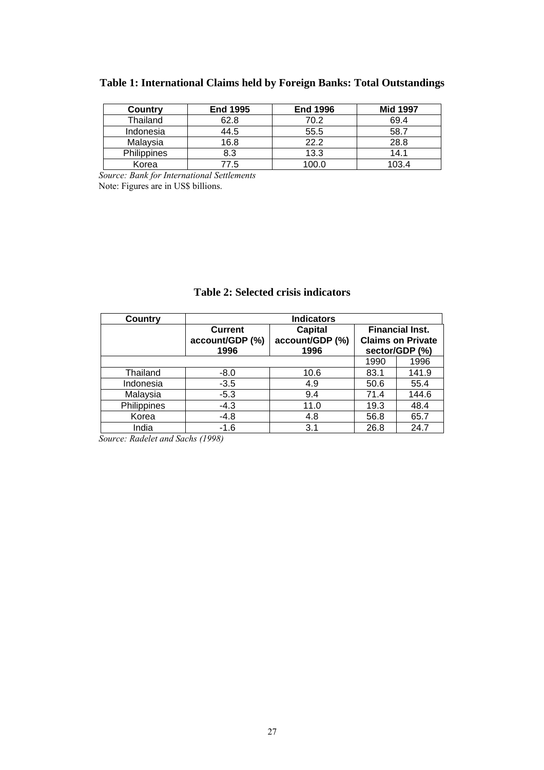**Table 1: International Claims held by Foreign Banks: Total Outstandings**

| Country | End 1995 | End 1996 | Mid 1997 |
|---|---|---|---|
| Thailand | 62.8 | 70.2 | 69.4 |
| Indonesia | 44.5 | 55.5 | 58.7 |
| Malaysia | 16.8 | 22.2 | 28.8 |
| Philippines | 8.3 | 13.3 | 14.1 |
| Korea | 77.5 | 100.0 | 103.4 |

*Source: Bank for International Settlements*

Note: Figures are in US$ billions.

**Table 2: Selected crisis indicators**

| Country | Indicators | | | |
|---|---|---|---|---|
| | Current account/GDP (%) 1996 | Capital account/GDP (%) 1996 | Financial Inst. Claims on Private sector/GDP (%) | |
| | | | 1990 | 1996 |
| Thailand | -8.0 | 10.6 | 83.1 | 141.9 |
| Indonesia | -3.5 | 4.9 | 50.6 | 55.4 |
| Malaysia | -5.3 | 9.4 | 71.4 | 144.6 |
| Philippines | -4.3 | 11.0 | 19.3 | 48.4 |
| Korea | -4.8 | 4.8 | 56.8 | 65.7 |
| India | -1.6 | 3.1 | 26.8 | 24.7 |

*Source: Radelet and Sachs (1998)*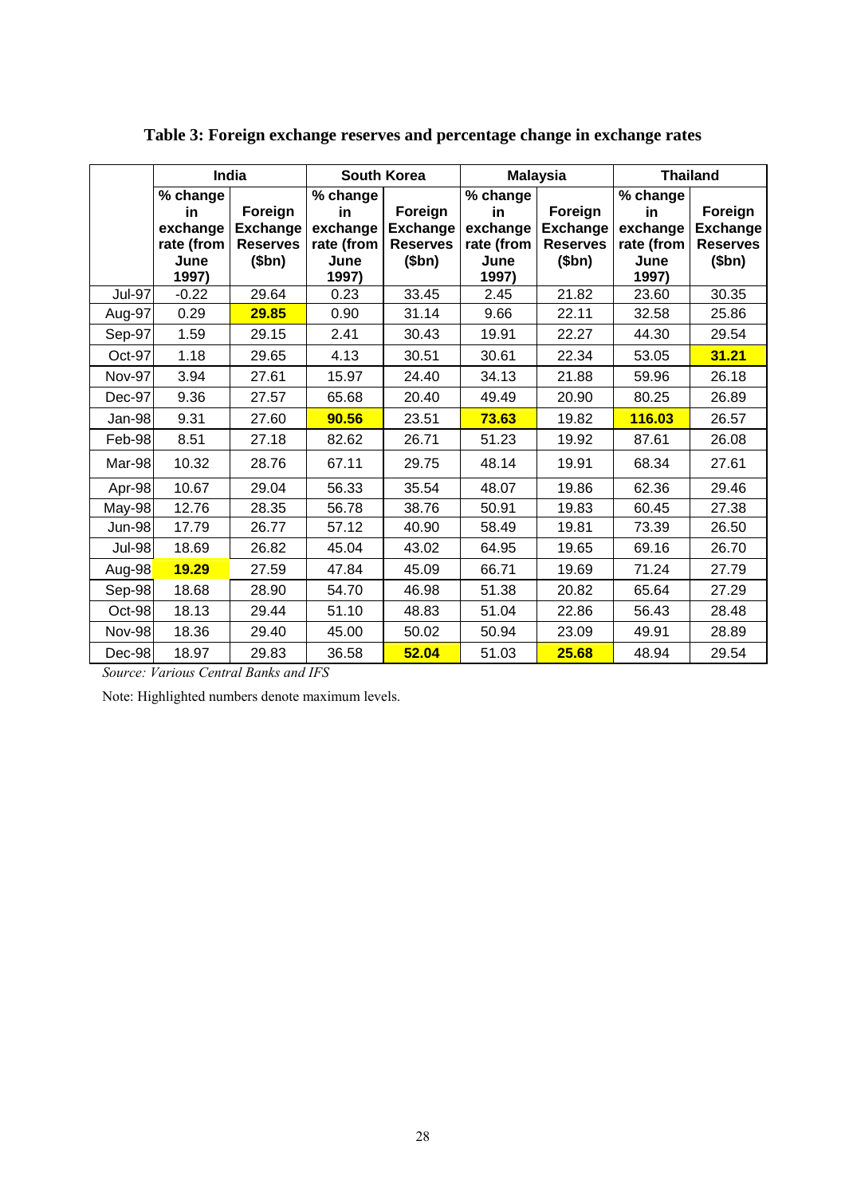**Table 3: Foreign exchange reserves and percentage change in exchange rates**

| | India | | South Korea | | Malaysia | | Thailand | |
|---|---|---|---|---|---|---|---|---|
| | % change in exchange rate (from June 1997) | Foreign Exchange Reserves ($bn) | % change in exchange rate (from June 1997) | Foreign Exchange Reserves ($bn) | % change in exchange rate (from June 1997) | Foreign Exchange Reserves ($bn) | % change in exchange rate (from June 1997) | Foreign Exchange Reserves ($bn) |
| Jul-97 | -0.22 | 29.64 | 0.23 | 33.45 | 2.45 | 21.82 | 23.60 | 30.35 |
| Aug-97 | 0.29 | **29.85** | 0.90 | 31.14 | 9.66 | 22.11 | 32.58 | 25.86 |
| Sep-97 | 1.59 | 29.15 | 2.41 | 30.43 | 19.91 | 22.27 | 44.30 | 29.54 |
| Oct-97 | 1.18 | 29.65 | 4.13 | 30.51 | 30.61 | 22.34 | 53.05 | **31.21** |
| Nov-97 | 3.94 | 27.61 | 15.97 | 24.40 | 34.13 | 21.88 | 59.96 | 26.18 |
| Dec-97 | 9.36 | 27.57 | 65.68 | 20.40 | 49.49 | 20.90 | 80.25 | 26.89 |
| Jan-98 | 9.31 | 27.60 | **90.56** | 23.51 | **73.63** | 19.82 | **116.03** | 26.57 |
| Feb-98 | 8.51 | 27.18 | 82.62 | 26.71 | 51.23 | 19.92 | 87.61 | 26.08 |
| Mar-98 | 10.32 | 28.76 | 67.11 | 29.75 | 48.14 | 19.91 | 68.34 | 27.61 |
| Apr-98 | 10.67 | 29.04 | 56.33 | 35.54 | 48.07 | 19.86 | 62.36 | 29.46 |
| May-98 | 12.76 | 28.35 | 56.78 | 38.76 | 50.91 | 19.83 | 60.45 | 27.38 |
| Jun-98 | 17.79 | 26.77 | 57.12 | 40.90 | 58.49 | 19.81 | 73.39 | 26.50 |
| Jul-98 | 18.69 | 26.82 | 45.04 | 43.02 | 64.95 | 19.65 | 69.16 | 26.70 |
| Aug-98 | **19.29** | 27.59 | 47.84 | 45.09 | 66.71 | 19.69 | 71.24 | 27.79 |
| Sep-98 | 18.68 | 28.90 | 54.70 | 46.98 | 51.38 | 20.82 | 65.64 | 27.29 |
| Oct-98 | 18.13 | 29.44 | 51.10 | 48.83 | 51.04 | 22.86 | 56.43 | 28.48 |
| Nov-98 | 18.36 | 29.40 | 45.00 | 50.02 | 50.94 | 23.09 | 49.91 | 28.89 |
| Dec-98 | 18.97 | 29.83 | 36.58 | **52.04** | 51.03 | **25.68** | 48.94 | 29.54 |

*Source: Various Central Banks and IFS*

Note: Highlighted numbers denote maximum levels.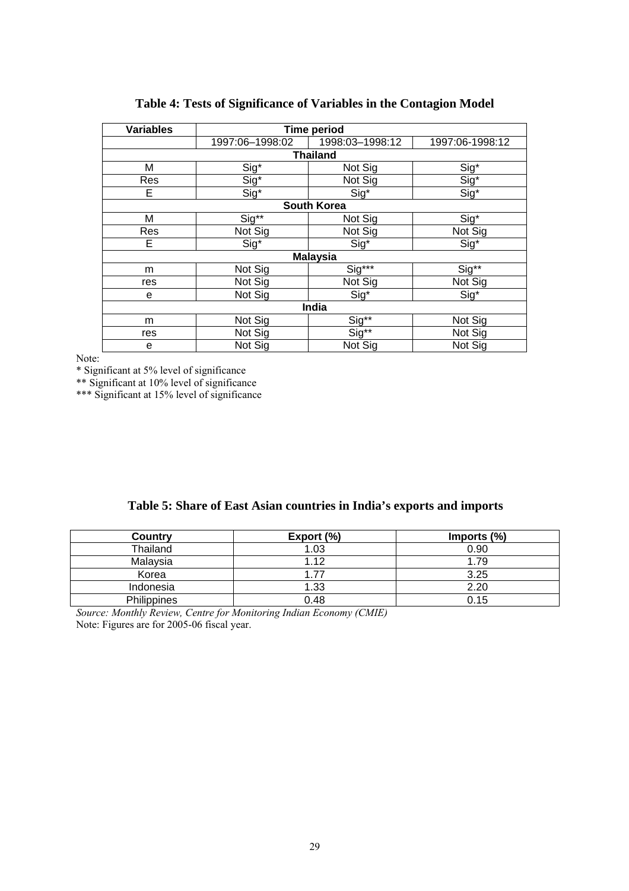**Table 4: Tests of Significance of Variables in the Contagion Model**

| Variables | Time period | | |
|---|---|---|---|
| | 1997:06–1998:02 | 1998:03–1998:12 | 1997:06-1998:12 |
| **Thailand** | | | |
| M | Sig* | Not Sig | Sig* |
| Res | Sig* | Not Sig | Sig* |
| E | Sig* | Sig* | Sig* |
| **South Korea** | | | |
| M | Sig** | Not Sig | Sig* |
| Res | Not Sig | Not Sig | Not Sig |
| E | Sig* | Sig* | Sig* |
| **Malaysia** | | | |
| m | Not Sig | Sig*** | Sig** |
| res | Not Sig | Not Sig | Not Sig |
| e | Not Sig | Sig* | Sig* |
| **India** | | | |
| m | Not Sig | Sig** | Not Sig |
| res | Not Sig | Sig** | Not Sig |
| e | Not Sig | Not Sig | Not Sig |

Note:

* Significant at 5% level of significance

** Significant at 10% level of significance

*** Significant at 15% level of significance

**Table 5: Share of East Asian countries in India's exports and imports**

| Country | Export (%) | Imports (%) |
|---|---|---|
| Thailand | 1.03 | 0.90 |
| Malaysia | 1.12 | 1.79 |
| Korea | 1.77 | 3.25 |
| Indonesia | 1.33 | 2.20 |
| Philippines | 0.48 | 0.15 |

*Source: Monthly Review, Centre for Monitoring Indian Economy (CMIE)*

Note: Figures are for 2005-06 fiscal year.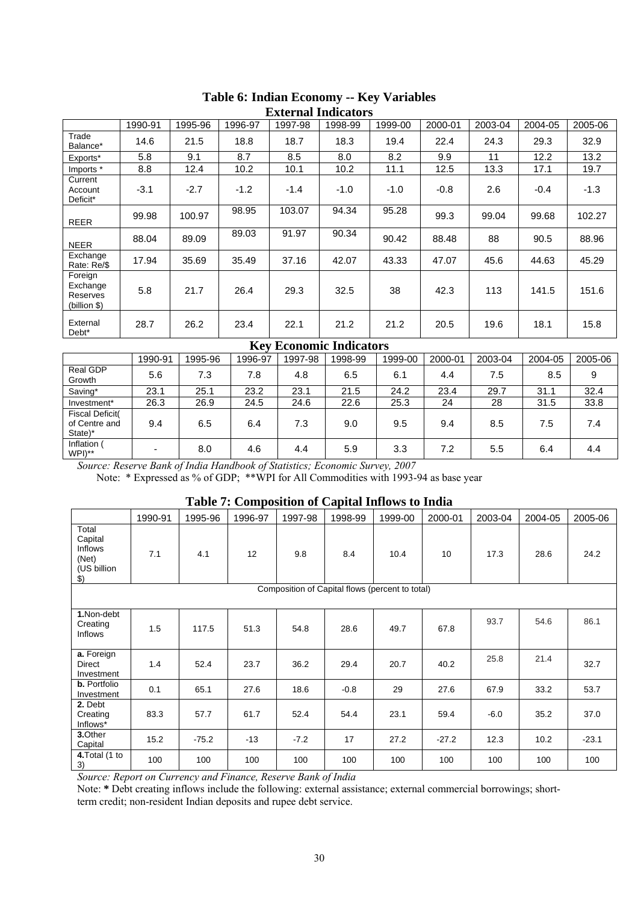## Table 6: Indian Economy -- Key Variables

### External Indicators

| | 1990-91 | 1995-96 | 1996-97 | 1997-98 | 1998-99 | 1999-00 | 2000-01 | 2003-04 | 2004-05 | 2005-06 |
|---|---|---|---|---|---|---|---|---|---|---|
| Trade Balance* | 14.6 | 21.5 | 18.8 | 18.7 | 18.3 | 19.4 | 22.4 | 24.3 | 29.3 | 32.9 |
| Exports* | 5.8 | 9.1 | 8.7 | 8.5 | 8.0 | 8.2 | 9.9 | 11 | 12.2 | 13.2 |
| Imports * | 8.8 | 12.4 | 10.2 | 10.1 | 10.2 | 11.1 | 12.5 | 13.3 | 17.1 | 19.7 |
| Current Account Deficit* | -3.1 | -2.7 | -1.2 | -1.4 | -1.0 | -1.0 | -0.8 | 2.6 | -0.4 | -1.3 |
| REER | 99.98 | 100.97 | 98.95 | 103.07 | 94.34 | 95.28 | 99.3 | 99.04 | 99.68 | 102.27 |
| NEER | 88.04 | 89.09 | 89.03 | 91.97 | 90.34 | 90.42 | 88.48 | 88 | 90.5 | 88.96 |
| Exchange Rate: Re/$ | 17.94 | 35.69 | 35.49 | 37.16 | 42.07 | 43.33 | 47.07 | 45.6 | 44.63 | 45.29 |
| Foreign Exchange Reserves (billion $) | 5.8 | 21.7 | 26.4 | 29.3 | 32.5 | 38 | 42.3 | 113 | 141.5 | 151.6 |
| External Debt* | 28.7 | 26.2 | 23.4 | 22.1 | 21.2 | 21.2 | 20.5 | 19.6 | 18.1 | 15.8 |

### Key Economic Indicators

| | 1990-91 | 1995-96 | 1996-97 | 1997-98 | 1998-99 | 1999-00 | 2000-01 | 2003-04 | 2004-05 | 2005-06 |
|---|---|---|---|---|---|---|---|---|---|---|
| Real GDP Growth | 5.6 | 7.3 | 7.8 | 4.8 | 6.5 | 6.1 | 4.4 | 7.5 | 8.5 | 9 |
| Saving* | 23.1 | 25.1 | 23.2 | 23.1 | 21.5 | 24.2 | 23.4 | 29.7 | 31.1 | 32.4 |
| Investment* | 26.3 | 26.9 | 24.5 | 24.6 | 22.6 | 25.3 | 24 | 28 | 31.5 | 33.8 |
| Fiscal Deficit( of Centre and State)* | 9.4 | 6.5 | 6.4 | 7.3 | 9.0 | 9.5 | 9.4 | 8.5 | 7.5 | 7.4 |
| Inflation ( WPI)** | - | 8.0 | 4.6 | 4.4 | 5.9 | 3.3 | 7.2 | 5.5 | 6.4 | 4.4 |

*Source: Reserve Bank of India Handbook of Statistics; Economic Survey, 2007*

Note: * Expressed as % of GDP; **WPI for All Commodities with 1993-94 as base year

## Table 7: Composition of Capital Inflows to India

| | 1990-91 | 1995-96 | 1996-97 | 1997-98 | 1998-99 | 1999-00 | 2000-01 | 2003-04 | 2004-05 | 2005-06 |
|---|---|---|---|---|---|---|---|---|---|---|
| Total Capital Inflows (Net) (US billion $) | 7.1 | 4.1 | 12 | 9.8 | 8.4 | 10.4 | 10 | 17.3 | 28.6 | 24.2 |
| Composition of Capital flows (percent to total) | | | | | | | | | | |
| **1.** Non-debt Creating Inflows | 1.5 | 117.5 | 51.3 | 54.8 | 28.6 | 49.7 | 67.8 | 93.7 | 54.6 | 86.1 |
| **a.** Foreign Direct Investment | 1.4 | 52.4 | 23.7 | 36.2 | 29.4 | 20.7 | 40.2 | 25.8 | 21.4 | 32.7 |
| **b.** Portfolio Investment | 0.1 | 65.1 | 27.6 | 18.6 | -0.8 | 29 | 27.6 | 67.9 | 33.2 | 53.7 |
| **2.** Debt Creating Inflows* | 83.3 | 57.7 | 61.7 | 52.4 | 54.4 | 23.1 | 59.4 | -6.0 | 35.2 | 37.0 |
| **3.** Other Capital | 15.2 | -75.2 | -13 | -7.2 | 17 | 27.2 | -27.2 | 12.3 | 10.2 | -23.1 |
| **4.** Total (1 to 3) | 100 | 100 | 100 | 100 | 100 | 100 | 100 | 100 | 100 | 100 |

*Source: Report on Currency and Finance, Reserve Bank of India*

Note: **\*** Debt creating inflows include the following: external assistance; external commercial borrowings; short-term credit; non-resident Indian deposits and rupee debt service.